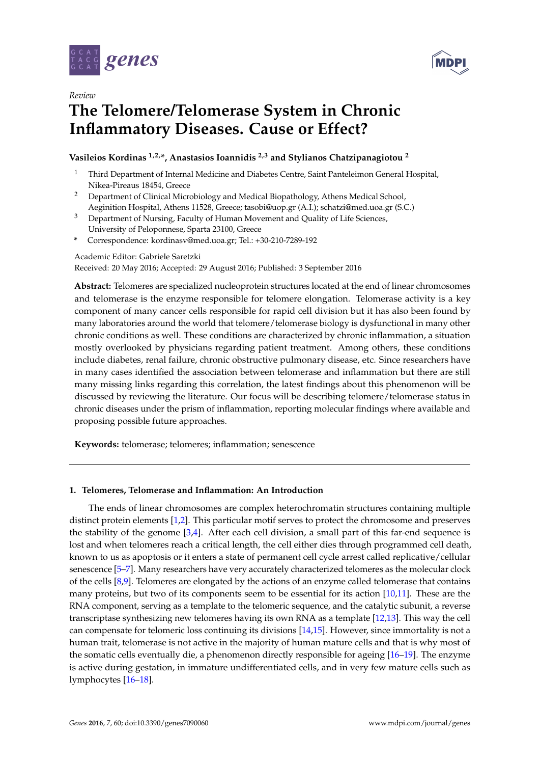*Review*

# The Telomere/Telomerase System in Chronic Inflammatory Diseases. Cause or Effect?

**Vasileios Kordinas [1,2,*], Anastasios Ioannidis [2,3] and Stylianos Chatzipanagiotou [2]**

1. Third Department of Internal Medicine and Diabetes Centre, Saint Panteleimon General Hospital, Nikea-Pireaus 18454, Greece
2. Department of Clinical Microbiology and Medical Biopathology, Athens Medical School, Aeginition Hospital, Athens 11528, Greece; tasobi@uop.gr (A.I.); schatzi@med.uoa.gr (S.C.)
3. Department of Nursing, Faculty of Human Movement and Quality of Life Sciences, University of Peloponnese, Sparta 23100, Greece

\* Correspondence: kordinasv@med.uoa.gr; Tel.: +30-210-7289-192

Academic Editor: Gabriele Saretzki

Received: 20 May 2016; Accepted: 29 August 2016; Published: 3 September 2016

**Abstract:** Telomeres are specialized nucleoprotein structures located at the end of linear chromosomes and telomerase is the enzyme responsible for telomere elongation. Telomerase activity is a key component of many cancer cells responsible for rapid cell division but it has also been found by many laboratories around the world that telomere/telomerase biology is dysfunctional in many other chronic conditions as well. These conditions are characterized by chronic inflammation, a situation mostly overlooked by physicians regarding patient treatment. Among others, these conditions include diabetes, renal failure, chronic obstructive pulmonary disease, etc. Since researchers have in many cases identified the association between telomerase and inflammation but there are still many missing links regarding this correlation, the latest findings about this phenomenon will be discussed by reviewing the literature. Our focus will be describing telomere/telomerase status in chronic diseases under the prism of inflammation, reporting molecular findings where available and proposing possible future approaches.

**Keywords:** telomerase; telomeres; inflammation; senescence

## 1. Telomeres, Telomerase and Inflammation: An Introduction

The ends of linear chromosomes are complex heterochromatin structures containing multiple distinct protein elements [1,2]. This particular motif serves to protect the chromosome and preserves the stability of the genome [3,4]. After each cell division, a small part of this far-end sequence is lost and when telomeres reach a critical length, the cell either dies through programmed cell death, known to us as apoptosis or it enters a state of permanent cell cycle arrest called replicative/cellular senescence [5–7]. Many researchers have very accurately characterized telomeres as the molecular clock of the cells [8,9]. Telomeres are elongated by the actions of an enzyme called telomerase that contains many proteins, but two of its components seem to be essential for its action [10,11]. These are the RNA component, serving as a template to the telomeric sequence, and the catalytic subunit, a reverse transcriptase synthesizing new telomeres having its own RNA as a template [12,13]. This way the cell can compensate for telomeric loss continuing its divisions [14,15]. However, since immortality is not a human trait, telomerase is not active in the majority of human mature cells and that is why most of the somatic cells eventually die, a phenomenon directly responsible for ageing [16–19]. The enzyme is active during gestation, in immature undifferentiated cells, and in very few mature cells such as lymphocytes [16–18].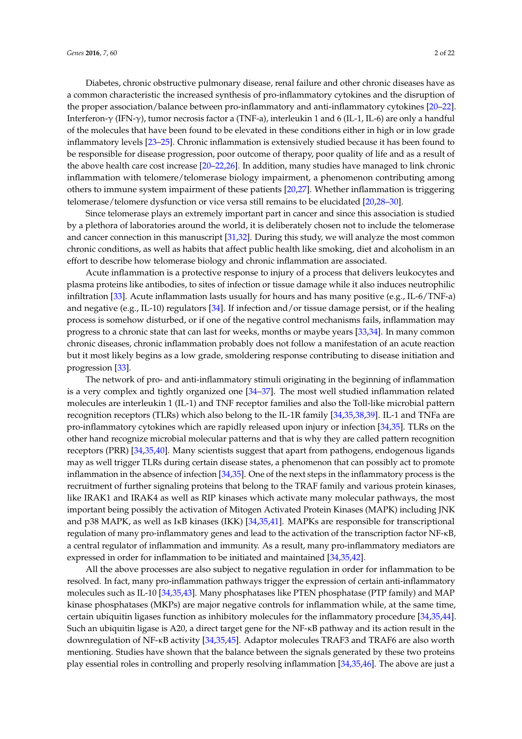Diabetes, chronic obstructive pulmonary disease, renal failure and other chronic diseases have as a common characteristic the increased synthesis of pro-inflammatory cytokines and the disruption of the proper association/balance between pro-inflammatory and anti-inflammatory cytokines [20–22]. Interferon-γ (IFN-γ), tumor necrosis factor a (TNF-a), interleukin 1 and 6 (IL-1, IL-6) are only a handful of the molecules that have been found to be elevated in these conditions either in high or in low grade inflammatory levels [23–25]. Chronic inflammation is extensively studied because it has been found to be responsible for disease progression, poor outcome of therapy, poor quality of life and as a result of the above health care cost increase [20–22,26]. In addition, many studies have managed to link chronic inflammation with telomere/telomerase biology impairment, a phenomenon contributing among others to immune system impairment of these patients [20,27]. Whether inflammation is triggering telomerase/telomere dysfunction or vice versa still remains to be elucidated [20,28–30].

Since telomerase plays an extremely important part in cancer and since this association is studied by a plethora of laboratories around the world, it is deliberately chosen not to include the telomerase and cancer connection in this manuscript [31,32]. During this study, we will analyze the most common chronic conditions, as well as habits that affect public health like smoking, diet and alcoholism in an effort to describe how telomerase biology and chronic inflammation are associated.

Acute inflammation is a protective response to injury of a process that delivers leukocytes and plasma proteins like antibodies, to sites of infection or tissue damage while it also induces neutrophilic infiltration [33]. Acute inflammation lasts usually for hours and has many positive (e.g., IL-6/TNF-a) and negative (e.g., IL-10) regulators [34]. If infection and/or tissue damage persist, or if the healing process is somehow disturbed, or if one of the negative control mechanisms fails, inflammation may progress to a chronic state that can last for weeks, months or maybe years [33,34]. In many common chronic diseases, chronic inflammation probably does not follow a manifestation of an acute reaction but it most likely begins as a low grade, smoldering response contributing to disease initiation and progression [33].

The network of pro- and anti-inflammatory stimuli originating in the beginning of inflammation is a very complex and tightly organized one [34–37]. The most well studied inflammation related molecules are interleukin 1 (IL-1) and TNF receptor families and also the Toll-like microbial pattern recognition receptors (TLRs) which also belong to the IL-1R family [34,35,38,39]. IL-1 and TNFa are pro-inflammatory cytokines which are rapidly released upon injury or infection [34,35]. TLRs on the other hand recognize microbial molecular patterns and that is why they are called pattern recognition receptors (PRR) [34,35,40]. Many scientists suggest that apart from pathogens, endogenous ligands may as well trigger TLRs during certain disease states, a phenomenon that can possibly act to promote inflammation in the absence of infection [34,35]. One of the next steps in the inflammatory process is the recruitment of further signaling proteins that belong to the TRAF family and various protein kinases, like IRAK1 and IRAK4 as well as RIP kinases which activate many molecular pathways, the most important being possibly the activation of Mitogen Activated Protein Kinases (MAPK) including JNK and p38 MAPK, as well as IκB kinases (IKK) [34,35,41]. MAPKs are responsible for transcriptional regulation of many pro-inflammatory genes and lead to the activation of the transcription factor NF-κB, a central regulator of inflammation and immunity. As a result, many pro-inflammatory mediators are expressed in order for inflammation to be initiated and maintained [34,35,42].

All the above processes are also subject to negative regulation in order for inflammation to be resolved. In fact, many pro-inflammation pathways trigger the expression of certain anti-inflammatory molecules such as IL-10 [34,35,43]. Many phosphatases like PTEN phosphatase (PTP family) and MAP kinase phosphatases (MKPs) are major negative controls for inflammation while, at the same time, certain ubiquitin ligases function as inhibitory molecules for the inflammatory procedure [34,35,44]. Such an ubiquitin ligase is A20, a direct target gene for the NF-κB pathway and its action result in the downregulation of NF-κB activity [34,35,45]. Adaptor molecules TRAF3 and TRAF6 are also worth mentioning. Studies have shown that the balance between the signals generated by these two proteins play essential roles in controlling and properly resolving inflammation [34,35,46]. The above are just a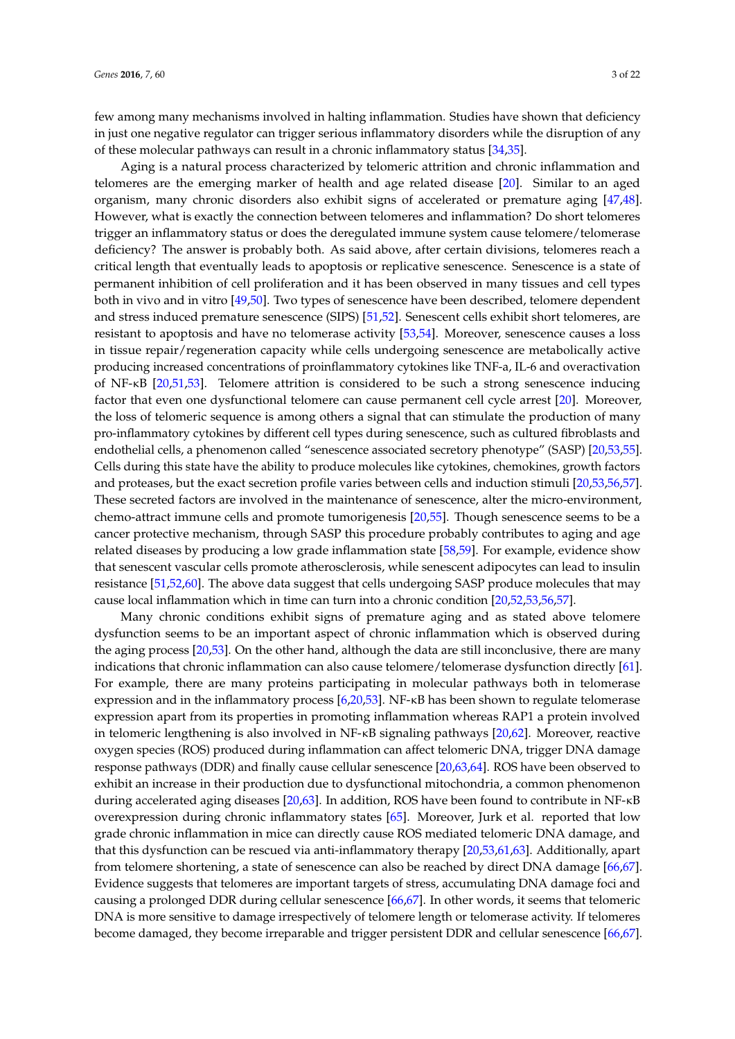few among many mechanisms involved in halting inflammation. Studies have shown that deficiency in just one negative regulator can trigger serious inflammatory disorders while the disruption of any of these molecular pathways can result in a chronic inflammatory status [34,35].

Aging is a natural process characterized by telomeric attrition and chronic inflammation and telomeres are the emerging marker of health and age related disease [20]. Similar to an aged organism, many chronic disorders also exhibit signs of accelerated or premature aging [47,48]. However, what is exactly the connection between telomeres and inflammation? Do short telomeres trigger an inflammatory status or does the deregulated immune system cause telomere/telomerase deficiency? The answer is probably both. As said above, after certain divisions, telomeres reach a critical length that eventually leads to apoptosis or replicative senescence. Senescence is a state of permanent inhibition of cell proliferation and it has been observed in many tissues and cell types both in vivo and in vitro [49,50]. Two types of senescence have been described, telomere dependent and stress induced premature senescence (SIPS) [51,52]. Senescent cells exhibit short telomeres, are resistant to apoptosis and have no telomerase activity [53,54]. Moreover, senescence causes a loss in tissue repair/regeneration capacity while cells undergoing senescence are metabolically active producing increased concentrations of proinflammatory cytokines like TNF-a, IL-6 and overactivation of NF-κB [20,51,53]. Telomere attrition is considered to be such a strong senescence inducing factor that even one dysfunctional telomere can cause permanent cell cycle arrest [20]. Moreover, the loss of telomeric sequence is among others a signal that can stimulate the production of many pro-inflammatory cytokines by different cell types during senescence, such as cultured fibroblasts and endothelial cells, a phenomenon called "senescence associated secretory phenotype" (SASP) [20,53,55]. Cells during this state have the ability to produce molecules like cytokines, chemokines, growth factors and proteases, but the exact secretion profile varies between cells and induction stimuli [20,53,56,57]. These secreted factors are involved in the maintenance of senescence, alter the micro-environment, chemo-attract immune cells and promote tumorigenesis [20,55]. Though senescence seems to be a cancer protective mechanism, through SASP this procedure probably contributes to aging and age related diseases by producing a low grade inflammation state [58,59]. For example, evidence show that senescent vascular cells promote atherosclerosis, while senescent adipocytes can lead to insulin resistance [51,52,60]. The above data suggest that cells undergoing SASP produce molecules that may cause local inflammation which in time can turn into a chronic condition [20,52,53,56,57].

Many chronic conditions exhibit signs of premature aging and as stated above telomere dysfunction seems to be an important aspect of chronic inflammation which is observed during the aging process [20,53]. On the other hand, although the data are still inconclusive, there are many indications that chronic inflammation can also cause telomere/telomerase dysfunction directly [61]. For example, there are many proteins participating in molecular pathways both in telomerase expression and in the inflammatory process [6,20,53]. NF-κB has been shown to regulate telomerase expression apart from its properties in promoting inflammation whereas RAP1 a protein involved in telomeric lengthening is also involved in NF-κB signaling pathways [20,62]. Moreover, reactive oxygen species (ROS) produced during inflammation can affect telomeric DNA, trigger DNA damage response pathways (DDR) and finally cause cellular senescence [20,63,64]. ROS have been observed to exhibit an increase in their production due to dysfunctional mitochondria, a common phenomenon during accelerated aging diseases [20,63]. In addition, ROS have been found to contribute in NF-κB overexpression during chronic inflammatory states [65]. Moreover, Jurk et al. reported that low grade chronic inflammation in mice can directly cause ROS mediated telomeric DNA damage, and that this dysfunction can be rescued via anti-inflammatory therapy [20,53,61,63]. Additionally, apart from telomere shortening, a state of senescence can also be reached by direct DNA damage [66,67]. Evidence suggests that telomeres are important targets of stress, accumulating DNA damage foci and causing a prolonged DDR during cellular senescence [66,67]. In other words, it seems that telomeric DNA is more sensitive to damage irrespectively of telomere length or telomerase activity. If telomeres become damaged, they become irreparable and trigger persistent DDR and cellular senescence [66,67].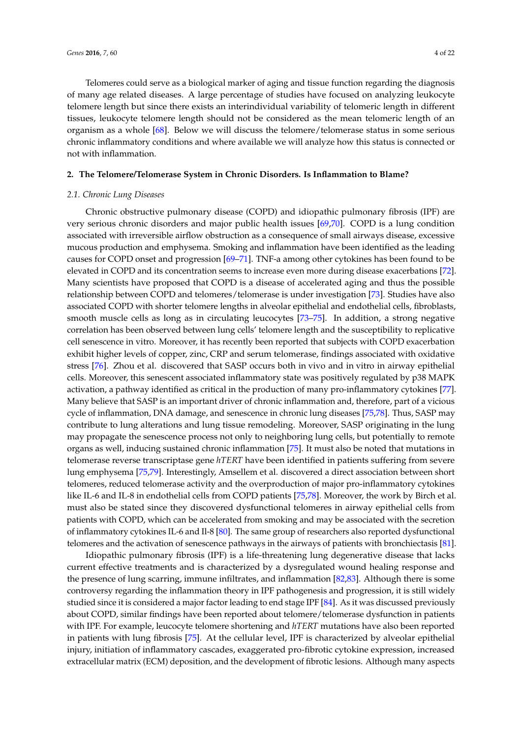Telomeres could serve as a biological marker of aging and tissue function regarding the diagnosis of many age related diseases. A large percentage of studies have focused on analyzing leukocyte telomere length but since there exists an interindividual variability of telomeric length in different tissues, leukocyte telomere length should not be considered as the mean telomeric length of an organism as a whole [68]. Below we will discuss the telomere/telomerase status in some serious chronic inflammatory conditions and where available we will analyze how this status is connected or not with inflammation.

## 2. The Telomere/Telomerase System in Chronic Disorders. Is Inflammation to Blame?

### *2.1. Chronic Lung Diseases*

Chronic obstructive pulmonary disease (COPD) and idiopathic pulmonary fibrosis (IPF) are very serious chronic disorders and major public health issues [69,70]. COPD is a lung condition associated with irreversible airflow obstruction as a consequence of small airways disease, excessive mucous production and emphysema. Smoking and inflammation have been identified as the leading causes for COPD onset and progression [69–71]. TNF-a among other cytokines has been found to be elevated in COPD and its concentration seems to increase even more during disease exacerbations [72]. Many scientists have proposed that COPD is a disease of accelerated aging and thus the possible relationship between COPD and telomeres/telomerase is under investigation [73]. Studies have also associated COPD with shorter telomere lengths in alveolar epithelial and endothelial cells, fibroblasts, smooth muscle cells as long as in circulating leucocytes [73–75]. In addition, a strong negative correlation has been observed between lung cells' telomere length and the susceptibility to replicative cell senescence in vitro. Moreover, it has recently been reported that subjects with COPD exacerbation exhibit higher levels of copper, zinc, CRP and serum telomerase, findings associated with oxidative stress [76]. Zhou et al. discovered that SASP occurs both in vivo and in vitro in airway epithelial cells. Moreover, this senescent associated inflammatory state was positively regulated by p38 MAPK activation, a pathway identified as critical in the production of many pro-inflammatory cytokines [77]. Many believe that SASP is an important driver of chronic inflammation and, therefore, part of a vicious cycle of inflammation, DNA damage, and senescence in chronic lung diseases [75,78]. Thus, SASP may contribute to lung alterations and lung tissue remodeling. Moreover, SASP originating in the lung may propagate the senescence process not only to neighboring lung cells, but potentially to remote organs as well, inducing sustained chronic inflammation [75]. It must also be noted that mutations in telomerase reverse transcriptase gene *hTERT* have been identified in patients suffering from severe lung emphysema [75,79]. Interestingly, Amsellem et al. discovered a direct association between short telomeres, reduced telomerase activity and the overproduction of major pro-inflammatory cytokines like IL-6 and IL-8 in endothelial cells from COPD patients [75,78]. Moreover, the work by Birch et al. must also be stated since they discovered dysfunctional telomeres in airway epithelial cells from patients with COPD, which can be accelerated from smoking and may be associated with the secretion of inflammatory cytokines IL-6 and Il-8 [80]. The same group of researchers also reported dysfunctional telomeres and the activation of senescence pathways in the airways of patients with bronchiectasis [81].

Idiopathic pulmonary fibrosis (IPF) is a life-threatening lung degenerative disease that lacks current effective treatments and is characterized by a dysregulated wound healing response and the presence of lung scarring, immune infiltrates, and inflammation [82,83]. Although there is some controversy regarding the inflammation theory in IPF pathogenesis and progression, it is still widely studied since it is considered a major factor leading to end stage IPF [84]. As it was discussed previously about COPD, similar findings have been reported about telomere/telomerase dysfunction in patients with IPF. For example, leucocyte telomere shortening and *hTERT* mutations have also been reported in patients with lung fibrosis [75]. At the cellular level, IPF is characterized by alveolar epithelial injury, initiation of inflammatory cascades, exaggerated pro-fibrotic cytokine expression, increased extracellular matrix (ECM) deposition, and the development of fibrotic lesions. Although many aspects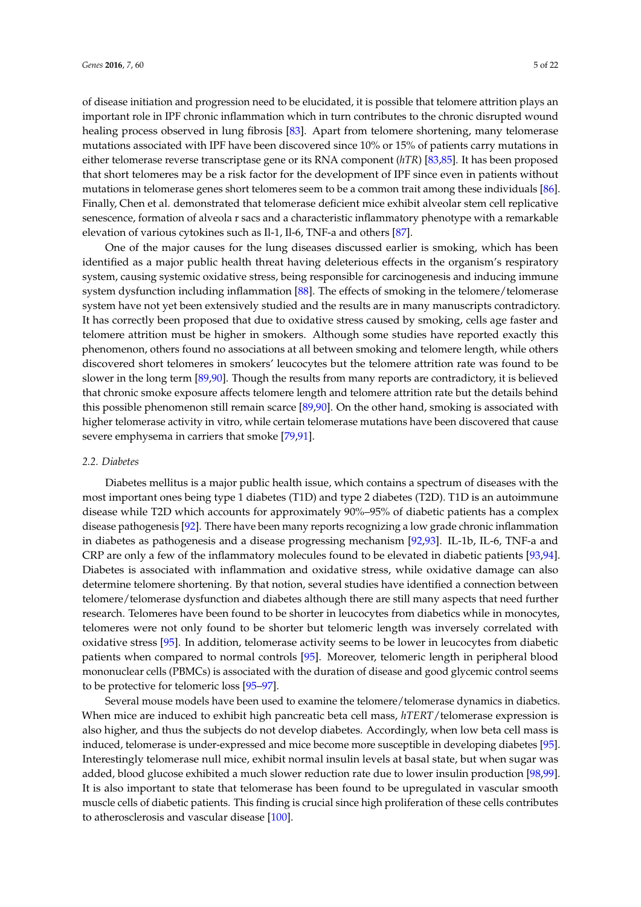of disease initiation and progression need to be elucidated, it is possible that telomere attrition plays an important role in IPF chronic inflammation which in turn contributes to the chronic disrupted wound healing process observed in lung fibrosis [83]. Apart from telomere shortening, many telomerase mutations associated with IPF have been discovered since 10% or 15% of patients carry mutations in either telomerase reverse transcriptase gene or its RNA component (*hTR*) [83,85]. It has been proposed that short telomeres may be a risk factor for the development of IPF since even in patients without mutations in telomerase genes short telomeres seem to be a common trait among these individuals [86]. Finally, Chen et al. demonstrated that telomerase deficient mice exhibit alveolar stem cell replicative senescence, formation of alveola r sacs and a characteristic inflammatory phenotype with a remarkable elevation of various cytokines such as Il-1, Il-6, TNF-a and others [87].

One of the major causes for the lung diseases discussed earlier is smoking, which has been identified as a major public health threat having deleterious effects in the organism's respiratory system, causing systemic oxidative stress, being responsible for carcinogenesis and inducing immune system dysfunction including inflammation [88]. The effects of smoking in the telomere/telomerase system have not yet been extensively studied and the results are in many manuscripts contradictory. It has correctly been proposed that due to oxidative stress caused by smoking, cells age faster and telomere attrition must be higher in smokers. Although some studies have reported exactly this phenomenon, others found no associations at all between smoking and telomere length, while others discovered short telomeres in smokers' leucocytes but the telomere attrition rate was found to be slower in the long term [89,90]. Though the results from many reports are contradictory, it is believed that chronic smoke exposure affects telomere length and telomere attrition rate but the details behind this possible phenomenon still remain scarce [89,90]. On the other hand, smoking is associated with higher telomerase activity in vitro, while certain telomerase mutations have been discovered that cause severe emphysema in carriers that smoke [79,91].

### 2.2. Diabetes

Diabetes mellitus is a major public health issue, which contains a spectrum of diseases with the most important ones being type 1 diabetes (T1D) and type 2 diabetes (T2D). T1D is an autoimmune disease while T2D which accounts for approximately 90%–95% of diabetic patients has a complex disease pathogenesis [92]. There have been many reports recognizing a low grade chronic inflammation in diabetes as pathogenesis and a disease progressing mechanism [92,93]. IL-1b, IL-6, TNF-a and CRP are only a few of the inflammatory molecules found to be elevated in diabetic patients [93,94]. Diabetes is associated with inflammation and oxidative stress, while oxidative damage can also determine telomere shortening. By that notion, several studies have identified a connection between telomere/telomerase dysfunction and diabetes although there are still many aspects that need further research. Telomeres have been found to be shorter in leucocytes from diabetics while in monocytes, telomeres were not only found to be shorter but telomeric length was inversely correlated with oxidative stress [95]. In addition, telomerase activity seems to be lower in leucocytes from diabetic patients when compared to normal controls [95]. Moreover, telomeric length in peripheral blood mononuclear cells (PBMCs) is associated with the duration of disease and good glycemic control seems to be protective for telomeric loss [95–97].

Several mouse models have been used to examine the telomere/telomerase dynamics in diabetics. When mice are induced to exhibit high pancreatic beta cell mass, *hTERT*/telomerase expression is also higher, and thus the subjects do not develop diabetes. Accordingly, when low beta cell mass is induced, telomerase is under-expressed and mice become more susceptible in developing diabetes [95]. Interestingly telomerase null mice, exhibit normal insulin levels at basal state, but when sugar was added, blood glucose exhibited a much slower reduction rate due to lower insulin production [98,99]. It is also important to state that telomerase has been found to be upregulated in vascular smooth muscle cells of diabetic patients. This finding is crucial since high proliferation of these cells contributes to atherosclerosis and vascular disease [100].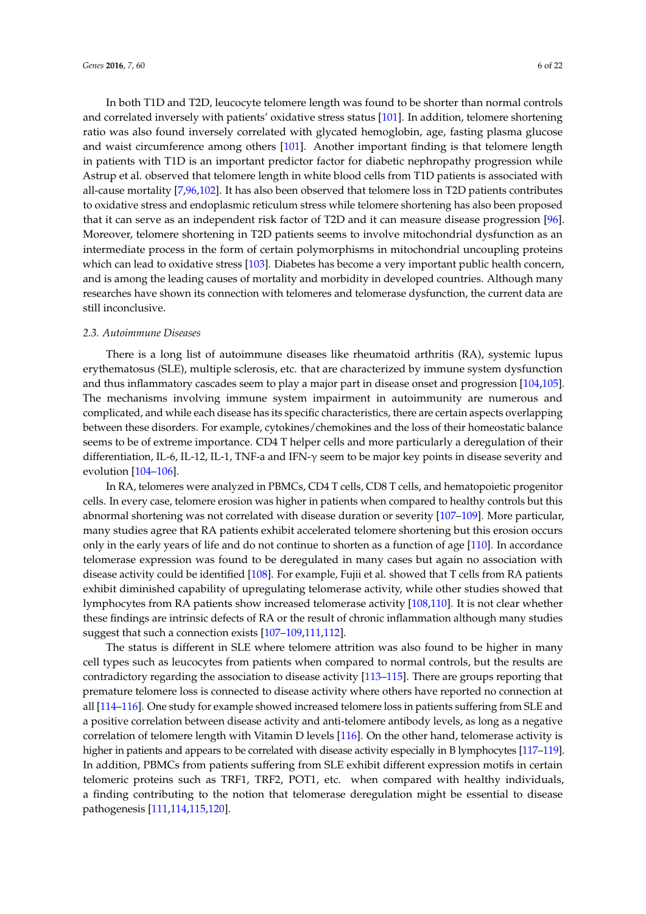In both T1D and T2D, leucocyte telomere length was found to be shorter than normal controls and correlated inversely with patients' oxidative stress status [101]. In addition, telomere shortening ratio was also found inversely correlated with glycated hemoglobin, age, fasting plasma glucose and waist circumference among others [101]. Another important finding is that telomere length in patients with T1D is an important predictor factor for diabetic nephropathy progression while Astrup et al. observed that telomere length in white blood cells from T1D patients is associated with all-cause mortality [7,96,102]. It has also been observed that telomere loss in T2D patients contributes to oxidative stress and endoplasmic reticulum stress while telomere shortening has also been proposed that it can serve as an independent risk factor of T2D and it can measure disease progression [96]. Moreover, telomere shortening in T2D patients seems to involve mitochondrial dysfunction as an intermediate process in the form of certain polymorphisms in mitochondrial uncoupling proteins which can lead to oxidative stress [103]. Diabetes has become a very important public health concern, and is among the leading causes of mortality and morbidity in developed countries. Although many researches have shown its connection with telomeres and telomerase dysfunction, the current data are still inconclusive.

### 2.3. Autoimmune Diseases

There is a long list of autoimmune diseases like rheumatoid arthritis (RA), systemic lupus erythematosus (SLE), multiple sclerosis, etc. that are characterized by immune system dysfunction and thus inflammatory cascades seem to play a major part in disease onset and progression [104,105]. The mechanisms involving immune system impairment in autoimmunity are numerous and complicated, and while each disease has its specific characteristics, there are certain aspects overlapping between these disorders. For example, cytokines/chemokines and the loss of their homeostatic balance seems to be of extreme importance. CD4 T helper cells and more particularly a deregulation of their differentiation, IL-6, IL-12, IL-1, TNF-a and IFN-$\gamma$ seem to be major key points in disease severity and evolution [104–106].

In RA, telomeres were analyzed in PBMCs, CD4 T cells, CD8 T cells, and hematopoietic progenitor cells. In every case, telomere erosion was higher in patients when compared to healthy controls but this abnormal shortening was not correlated with disease duration or severity [107–109]. More particular, many studies agree that RA patients exhibit accelerated telomere shortening but this erosion occurs only in the early years of life and do not continue to shorten as a function of age [110]. In accordance telomerase expression was found to be deregulated in many cases but again no association with disease activity could be identified [108]. For example, Fujii et al. showed that T cells from RA patients exhibit diminished capability of upregulating telomerase activity, while other studies showed that lymphocytes from RA patients show increased telomerase activity [108,110]. It is not clear whether these findings are intrinsic defects of RA or the result of chronic inflammation although many studies suggest that such a connection exists [107–109,111,112].

The status is different in SLE where telomere attrition was also found to be higher in many cell types such as leucocytes from patients when compared to normal controls, but the results are contradictory regarding the association to disease activity [113–115]. There are groups reporting that premature telomere loss is connected to disease activity where others have reported no connection at all [114–116]. One study for example showed increased telomere loss in patients suffering from SLE and a positive correlation between disease activity and anti-telomere antibody levels, as long as a negative correlation of telomere length with Vitamin D levels [116]. On the other hand, telomerase activity is higher in patients and appears to be correlated with disease activity especially in B lymphocytes [117–119]. In addition, PBMCs from patients suffering from SLE exhibit different expression motifs in certain telomeric proteins such as TRF1, TRF2, POT1, etc. when compared with healthy individuals, a finding contributing to the notion that telomerase deregulation might be essential to disease pathogenesis [111,114,115,120].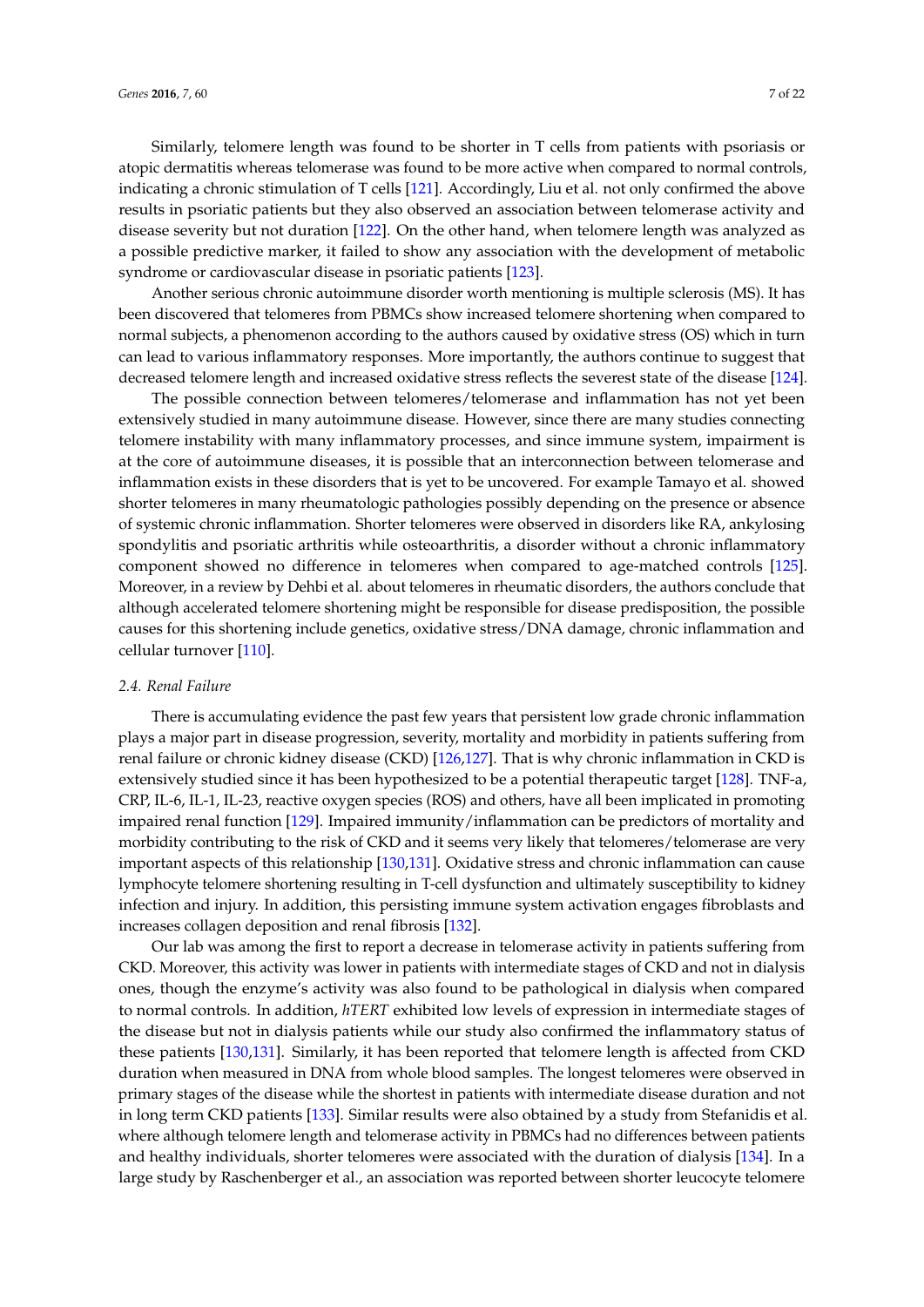Similarly, telomere length was found to be shorter in T cells from patients with psoriasis or atopic dermatitis whereas telomerase was found to be more active when compared to normal controls, indicating a chronic stimulation of T cells [121]. Accordingly, Liu et al. not only confirmed the above results in psoriatic patients but they also observed an association between telomerase activity and disease severity but not duration [122]. On the other hand, when telomere length was analyzed as a possible predictive marker, it failed to show any association with the development of metabolic syndrome or cardiovascular disease in psoriatic patients [123].

Another serious chronic autoimmune disorder worth mentioning is multiple sclerosis (MS). It has been discovered that telomeres from PBMCs show increased telomere shortening when compared to normal subjects, a phenomenon according to the authors caused by oxidative stress (OS) which in turn can lead to various inflammatory responses. More importantly, the authors continue to suggest that decreased telomere length and increased oxidative stress reflects the severest state of the disease [124].

The possible connection between telomeres/telomerase and inflammation has not yet been extensively studied in many autoimmune disease. However, since there are many studies connecting telomere instability with many inflammatory processes, and since immune system, impairment is at the core of autoimmune diseases, it is possible that an interconnection between telomerase and inflammation exists in these disorders that is yet to be uncovered. For example Tamayo et al. showed shorter telomeres in many rheumatologic pathologies possibly depending on the presence or absence of systemic chronic inflammation. Shorter telomeres were observed in disorders like RA, ankylosing spondylitis and psoriatic arthritis while osteoarthritis, a disorder without a chronic inflammatory component showed no difference in telomeres when compared to age-matched controls [125]. Moreover, in a review by Dehbi et al. about telomeres in rheumatic disorders, the authors conclude that although accelerated telomere shortening might be responsible for disease predisposition, the possible causes for this shortening include genetics, oxidative stress/DNA damage, chronic inflammation and cellular turnover [110].

### *2.4. Renal Failure*

There is accumulating evidence the past few years that persistent low grade chronic inflammation plays a major part in disease progression, severity, mortality and morbidity in patients suffering from renal failure or chronic kidney disease (CKD) [126,127]. That is why chronic inflammation in CKD is extensively studied since it has been hypothesized to be a potential therapeutic target [128]. TNF-a, CRP, IL-6, IL-1, IL-23, reactive oxygen species (ROS) and others, have all been implicated in promoting impaired renal function [129]. Impaired immunity/inflammation can be predictors of mortality and morbidity contributing to the risk of CKD and it seems very likely that telomeres/telomerase are very important aspects of this relationship [130,131]. Oxidative stress and chronic inflammation can cause lymphocyte telomere shortening resulting in T-cell dysfunction and ultimately susceptibility to kidney infection and injury. In addition, this persisting immune system activation engages fibroblasts and increases collagen deposition and renal fibrosis [132].

Our lab was among the first to report a decrease in telomerase activity in patients suffering from CKD. Moreover, this activity was lower in patients with intermediate stages of CKD and not in dialysis ones, though the enzyme's activity was also found to be pathological in dialysis when compared to normal controls. In addition, *hTERT* exhibited low levels of expression in intermediate stages of the disease but not in dialysis patients while our study also confirmed the inflammatory status of these patients [130,131]. Similarly, it has been reported that telomere length is affected from CKD duration when measured in DNA from whole blood samples. The longest telomeres were observed in primary stages of the disease while the shortest in patients with intermediate disease duration and not in long term CKD patients [133]. Similar results were also obtained by a study from Stefanidis et al. where although telomere length and telomerase activity in PBMCs had no differences between patients and healthy individuals, shorter telomeres were associated with the duration of dialysis [134]. In a large study by Raschenberger et al., an association was reported between shorter leucocyte telomere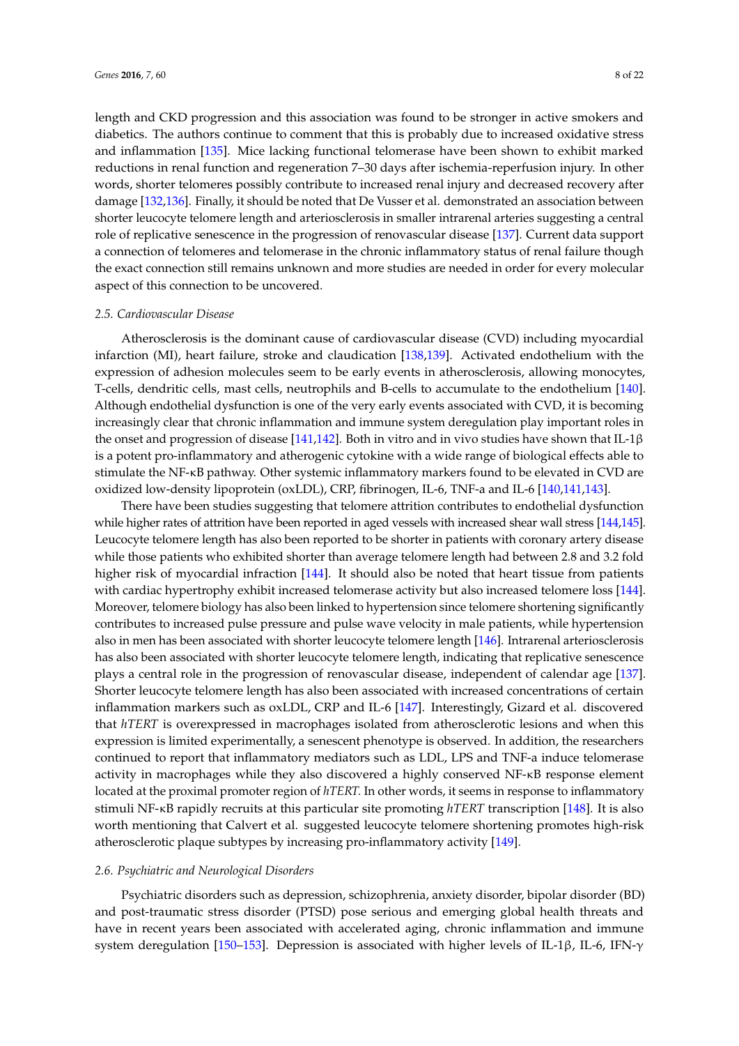length and CKD progression and this association was found to be stronger in active smokers and diabetics. The authors continue to comment that this is probably due to increased oxidative stress and inflammation [135]. Mice lacking functional telomerase have been shown to exhibit marked reductions in renal function and regeneration 7–30 days after ischemia-reperfusion injury. In other words, shorter telomeres possibly contribute to increased renal injury and decreased recovery after damage [132,136]. Finally, it should be noted that De Vusser et al. demonstrated an association between shorter leucocyte telomere length and arteriosclerosis in smaller intrarenal arteries suggesting a central role of replicative senescence in the progression of renovascular disease [137]. Current data support a connection of telomeres and telomerase in the chronic inflammatory status of renal failure though the exact connection still remains unknown and more studies are needed in order for every molecular aspect of this connection to be uncovered.

### 2.5. Cardiovascular Disease

Atherosclerosis is the dominant cause of cardiovascular disease (CVD) including myocardial infarction (MI), heart failure, stroke and claudication [138,139]. Activated endothelium with the expression of adhesion molecules seem to be early events in atherosclerosis, allowing monocytes, T-cells, dendritic cells, mast cells, neutrophils and B-cells to accumulate to the endothelium [140]. Although endothelial dysfunction is one of the very early events associated with CVD, it is becoming increasingly clear that chronic inflammation and immune system deregulation play important roles in the onset and progression of disease [141,142]. Both in vitro and in vivo studies have shown that IL-1β is a potent pro-inflammatory and atherogenic cytokine with a wide range of biological effects able to stimulate the NF-κB pathway. Other systemic inflammatory markers found to be elevated in CVD are oxidized low-density lipoprotein (oxLDL), CRP, fibrinogen, IL-6, TNF-a and IL-6 [140,141,143].

There have been studies suggesting that telomere attrition contributes to endothelial dysfunction while higher rates of attrition have been reported in aged vessels with increased shear wall stress [144,145]. Leucocyte telomere length has also been reported to be shorter in patients with coronary artery disease while those patients who exhibited shorter than average telomere length had between 2.8 and 3.2 fold higher risk of myocardial infraction [144]. It should also be noted that heart tissue from patients with cardiac hypertrophy exhibit increased telomerase activity but also increased telomere loss [144]. Moreover, telomere biology has also been linked to hypertension since telomere shortening significantly contributes to increased pulse pressure and pulse wave velocity in male patients, while hypertension also in men has been associated with shorter leucocyte telomere length [146]. Intrarenal arteriosclerosis has also been associated with shorter leucocyte telomere length, indicating that replicative senescence plays a central role in the progression of renovascular disease, independent of calendar age [137]. Shorter leucocyte telomere length has also been associated with increased concentrations of certain inflammation markers such as oxLDL, CRP and IL-6 [147]. Interestingly, Gizard et al. discovered that *hTERT* is overexpressed in macrophages isolated from atherosclerotic lesions and when this expression is limited experimentally, a senescent phenotype is observed. In addition, the researchers continued to report that inflammatory mediators such as LDL, LPS and TNF-a induce telomerase activity in macrophages while they also discovered a highly conserved NF-κB response element located at the proximal promoter region of *hTERT.* In other words, it seems in response to inflammatory stimuli NF-κB rapidly recruits at this particular site promoting *hTERT* transcription [148]. It is also worth mentioning that Calvert et al. suggested leucocyte telomere shortening promotes high-risk atherosclerotic plaque subtypes by increasing pro-inflammatory activity [149].

### 2.6. Psychiatric and Neurological Disorders

Psychiatric disorders such as depression, schizophrenia, anxiety disorder, bipolar disorder (BD) and post-traumatic stress disorder (PTSD) pose serious and emerging global health threats and have in recent years been associated with accelerated aging, chronic inflammation and immune system deregulation [150–153]. Depression is associated with higher levels of IL-1β, IL-6, IFN-γ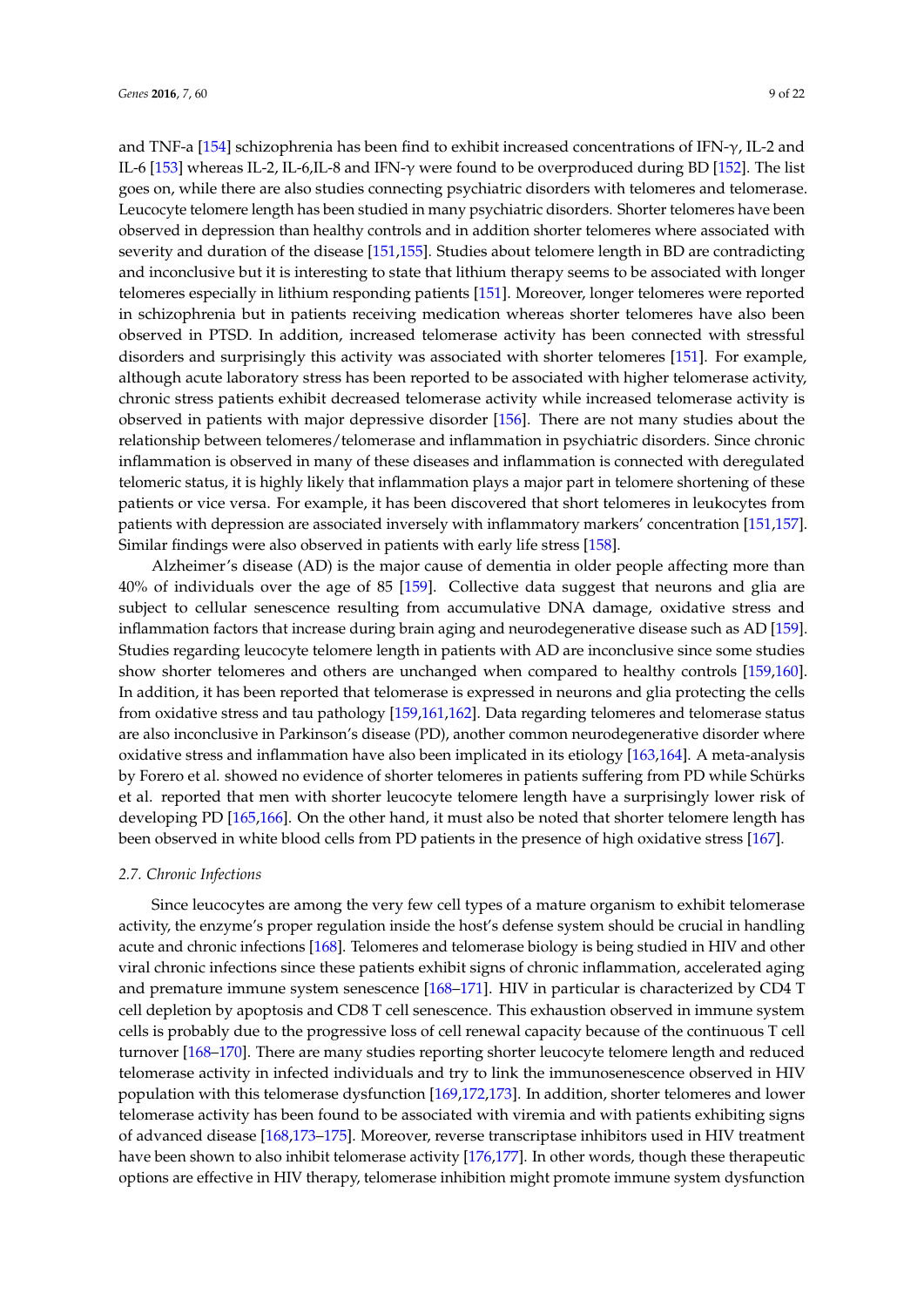and TNF-a [154] schizophrenia has been find to exhibit increased concentrations of IFN-γ, IL-2 and IL-6 [153] whereas IL-2, IL-6,IL-8 and IFN-γ were found to be overproduced during BD [152]. The list goes on, while there are also studies connecting psychiatric disorders with telomeres and telomerase. Leucocyte telomere length has been studied in many psychiatric disorders. Shorter telomeres have been observed in depression than healthy controls and in addition shorter telomeres where associated with severity and duration of the disease [151,155]. Studies about telomere length in BD are contradicting and inconclusive but it is interesting to state that lithium therapy seems to be associated with longer telomeres especially in lithium responding patients [151]. Moreover, longer telomeres were reported in schizophrenia but in patients receiving medication whereas shorter telomeres have also been observed in PTSD. In addition, increased telomerase activity has been connected with stressful disorders and surprisingly this activity was associated with shorter telomeres [151]. For example, although acute laboratory stress has been reported to be associated with higher telomerase activity, chronic stress patients exhibit decreased telomerase activity while increased telomerase activity is observed in patients with major depressive disorder [156]. There are not many studies about the relationship between telomeres/telomerase and inflammation in psychiatric disorders. Since chronic inflammation is observed in many of these diseases and inflammation is connected with deregulated telomeric status, it is highly likely that inflammation plays a major part in telomere shortening of these patients or vice versa. For example, it has been discovered that short telomeres in leukocytes from patients with depression are associated inversely with inflammatory markers' concentration [151,157]. Similar findings were also observed in patients with early life stress [158].

Alzheimer's disease (AD) is the major cause of dementia in older people affecting more than 40% of individuals over the age of 85 [159]. Collective data suggest that neurons and glia are subject to cellular senescence resulting from accumulative DNA damage, oxidative stress and inflammation factors that increase during brain aging and neurodegenerative disease such as AD [159]. Studies regarding leucocyte telomere length in patients with AD are inconclusive since some studies show shorter telomeres and others are unchanged when compared to healthy controls [159,160]. In addition, it has been reported that telomerase is expressed in neurons and glia protecting the cells from oxidative stress and tau pathology [159,161,162]. Data regarding telomeres and telomerase status are also inconclusive in Parkinson's disease (PD), another common neurodegenerative disorder where oxidative stress and inflammation have also been implicated in its etiology [163,164]. A meta-analysis by Forero et al. showed no evidence of shorter telomeres in patients suffering from PD while Schürks et al. reported that men with shorter leucocyte telomere length have a surprisingly lower risk of developing PD [165,166]. On the other hand, it must also be noted that shorter telomere length has been observed in white blood cells from PD patients in the presence of high oxidative stress [167].

### 2.7. Chronic Infections

Since leucocytes are among the very few cell types of a mature organism to exhibit telomerase activity, the enzyme's proper regulation inside the host's defense system should be crucial in handling acute and chronic infections [168]. Telomeres and telomerase biology is being studied in HIV and other viral chronic infections since these patients exhibit signs of chronic inflammation, accelerated aging and premature immune system senescence [168–171]. HIV in particular is characterized by CD4 T cell depletion by apoptosis and CD8 T cell senescence. This exhaustion observed in immune system cells is probably due to the progressive loss of cell renewal capacity because of the continuous T cell turnover [168–170]. There are many studies reporting shorter leucocyte telomere length and reduced telomerase activity in infected individuals and try to link the immunosenescence observed in HIV population with this telomerase dysfunction [169,172,173]. In addition, shorter telomeres and lower telomerase activity has been found to be associated with viremia and with patients exhibiting signs of advanced disease [168,173–175]. Moreover, reverse transcriptase inhibitors used in HIV treatment have been shown to also inhibit telomerase activity [176,177]. In other words, though these therapeutic options are effective in HIV therapy, telomerase inhibition might promote immune system dysfunction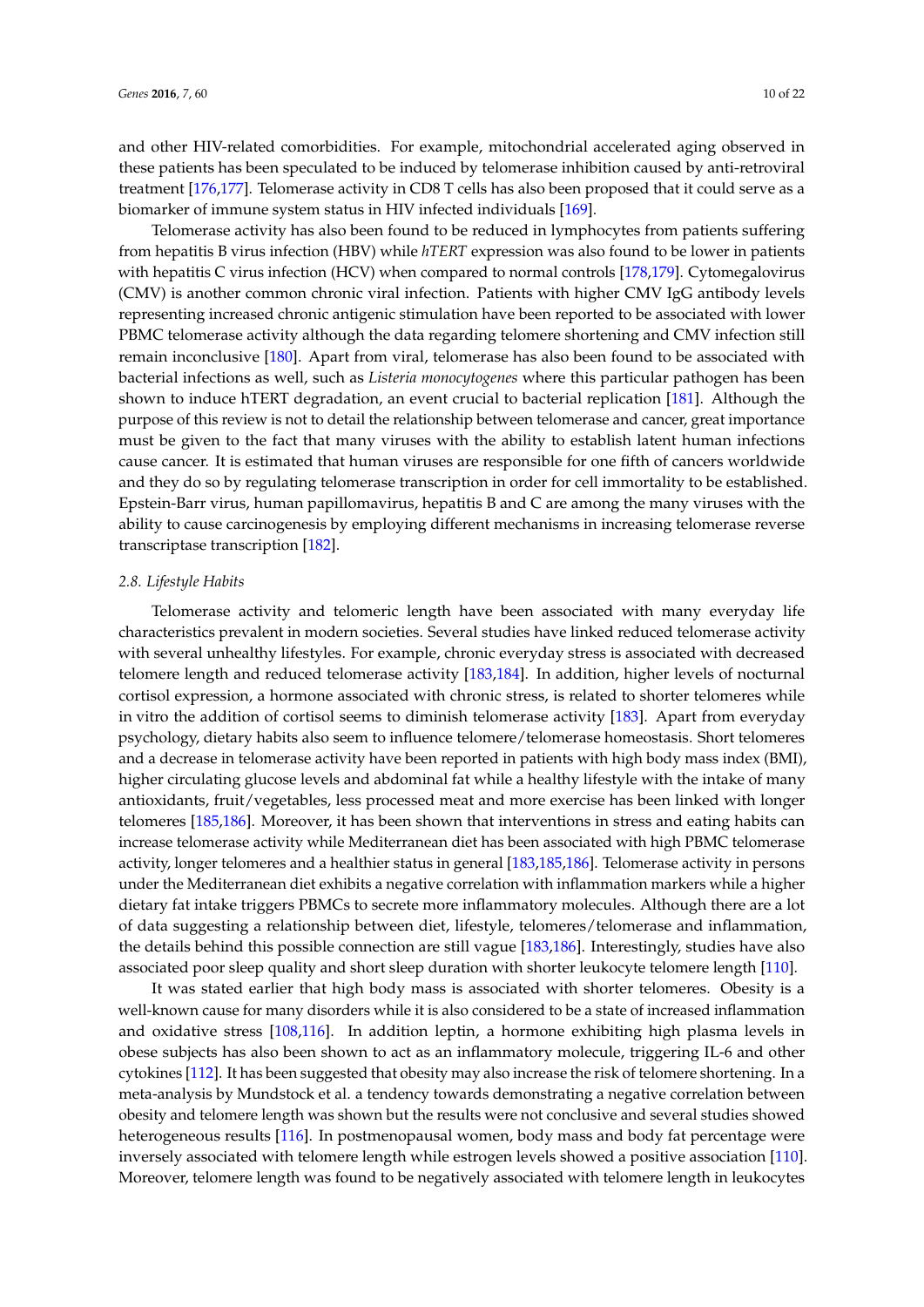and other HIV-related comorbidities. For example, mitochondrial accelerated aging observed in these patients has been speculated to be induced by telomerase inhibition caused by anti-retroviral treatment [176,177]. Telomerase activity in CD8 T cells has also been proposed that it could serve as a biomarker of immune system status in HIV infected individuals [169].

Telomerase activity has also been found to be reduced in lymphocytes from patients suffering from hepatitis B virus infection (HBV) while *hTERT* expression was also found to be lower in patients with hepatitis C virus infection (HCV) when compared to normal controls [178,179]. Cytomegalovirus (CMV) is another common chronic viral infection. Patients with higher CMV IgG antibody levels representing increased chronic antigenic stimulation have been reported to be associated with lower PBMC telomerase activity although the data regarding telomere shortening and CMV infection still remain inconclusive [180]. Apart from viral, telomerase has also been found to be associated with bacterial infections as well, such as *Listeria monocytogenes* where this particular pathogen has been shown to induce hTERT degradation, an event crucial to bacterial replication [181]. Although the purpose of this review is not to detail the relationship between telomerase and cancer, great importance must be given to the fact that many viruses with the ability to establish latent human infections cause cancer. It is estimated that human viruses are responsible for one fifth of cancers worldwide and they do so by regulating telomerase transcription in order for cell immortality to be established. Epstein-Barr virus, human papillomavirus, hepatitis B and C are among the many viruses with the ability to cause carcinogenesis by employing different mechanisms in increasing telomerase reverse transcriptase transcription [182].

### *2.8. Lifestyle Habits*

Telomerase activity and telomeric length have been associated with many everyday life characteristics prevalent in modern societies. Several studies have linked reduced telomerase activity with several unhealthy lifestyles. For example, chronic everyday stress is associated with decreased telomere length and reduced telomerase activity [183,184]. In addition, higher levels of nocturnal cortisol expression, a hormone associated with chronic stress, is related to shorter telomeres while in vitro the addition of cortisol seems to diminish telomerase activity [183]. Apart from everyday psychology, dietary habits also seem to influence telomere/telomerase homeostasis. Short telomeres and a decrease in telomerase activity have been reported in patients with high body mass index (BMI), higher circulating glucose levels and abdominal fat while a healthy lifestyle with the intake of many antioxidants, fruit/vegetables, less processed meat and more exercise has been linked with longer telomeres [185,186]. Moreover, it has been shown that interventions in stress and eating habits can increase telomerase activity while Mediterranean diet has been associated with high PBMC telomerase activity, longer telomeres and a healthier status in general [183,185,186]. Telomerase activity in persons under the Mediterranean diet exhibits a negative correlation with inflammation markers while a higher dietary fat intake triggers PBMCs to secrete more inflammatory molecules. Although there are a lot of data suggesting a relationship between diet, lifestyle, telomeres/telomerase and inflammation, the details behind this possible connection are still vague [183,186]. Interestingly, studies have also associated poor sleep quality and short sleep duration with shorter leukocyte telomere length [110].

It was stated earlier that high body mass is associated with shorter telomeres. Obesity is a well-known cause for many disorders while it is also considered to be a state of increased inflammation and oxidative stress [108,116]. In addition leptin, a hormone exhibiting high plasma levels in obese subjects has also been shown to act as an inflammatory molecule, triggering IL-6 and other cytokines [112]. It has been suggested that obesity may also increase the risk of telomere shortening. In a meta-analysis by Mundstock et al. a tendency towards demonstrating a negative correlation between obesity and telomere length was shown but the results were not conclusive and several studies showed heterogeneous results [116]. In postmenopausal women, body mass and body fat percentage were inversely associated with telomere length while estrogen levels showed a positive association [110]. Moreover, telomere length was found to be negatively associated with telomere length in leukocytes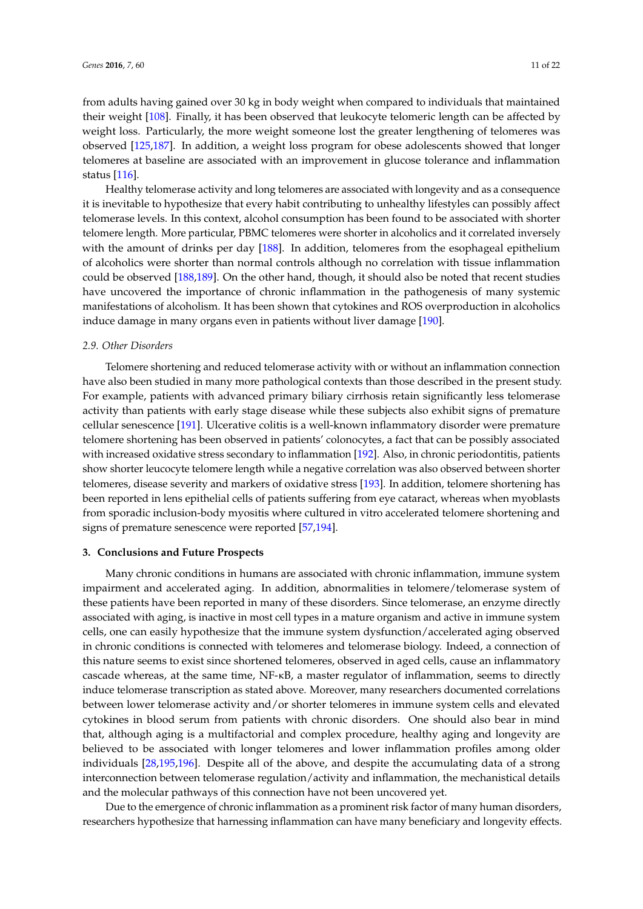from adults having gained over 30 kg in body weight when compared to individuals that maintained their weight [108]. Finally, it has been observed that leukocyte telomeric length can be affected by weight loss. Particularly, the more weight someone lost the greater lengthening of telomeres was observed [125,187]. In addition, a weight loss program for obese adolescents showed that longer telomeres at baseline are associated with an improvement in glucose tolerance and inflammation status [116].

Healthy telomerase activity and long telomeres are associated with longevity and as a consequence it is inevitable to hypothesize that every habit contributing to unhealthy lifestyles can possibly affect telomerase levels. In this context, alcohol consumption has been found to be associated with shorter telomere length. More particular, PBMC telomeres were shorter in alcoholics and it correlated inversely with the amount of drinks per day [188]. In addition, telomeres from the esophageal epithelium of alcoholics were shorter than normal controls although no correlation with tissue inflammation could be observed [188,189]. On the other hand, though, it should also be noted that recent studies have uncovered the importance of chronic inflammation in the pathogenesis of many systemic manifestations of alcoholism. It has been shown that cytokines and ROS overproduction in alcoholics induce damage in many organs even in patients without liver damage [190].

### *2.9. Other Disorders*

Telomere shortening and reduced telomerase activity with or without an inflammation connection have also been studied in many more pathological contexts than those described in the present study. For example, patients with advanced primary biliary cirrhosis retain significantly less telomerase activity than patients with early stage disease while these subjects also exhibit signs of premature cellular senescence [191]. Ulcerative colitis is a well-known inflammatory disorder were premature telomere shortening has been observed in patients' colonocytes, a fact that can be possibly associated with increased oxidative stress secondary to inflammation [192]. Also, in chronic periodontitis, patients show shorter leucocyte telomere length while a negative correlation was also observed between shorter telomeres, disease severity and markers of oxidative stress [193]. In addition, telomere shortening has been reported in lens epithelial cells of patients suffering from eye cataract, whereas when myoblasts from sporadic inclusion-body myositis where cultured in vitro accelerated telomere shortening and signs of premature senescence were reported [57,194].

## **3. Conclusions and Future Prospects**

Many chronic conditions in humans are associated with chronic inflammation, immune system impairment and accelerated aging. In addition, abnormalities in telomere/telomerase system of these patients have been reported in many of these disorders. Since telomerase, an enzyme directly associated with aging, is inactive in most cell types in a mature organism and active in immune system cells, one can easily hypothesize that the immune system dysfunction/accelerated aging observed in chronic conditions is connected with telomeres and telomerase biology. Indeed, a connection of this nature seems to exist since shortened telomeres, observed in aged cells, cause an inflammatory cascade whereas, at the same time, NF-κB, a master regulator of inflammation, seems to directly induce telomerase transcription as stated above. Moreover, many researchers documented correlations between lower telomerase activity and/or shorter telomeres in immune system cells and elevated cytokines in blood serum from patients with chronic disorders. One should also bear in mind that, although aging is a multifactorial and complex procedure, healthy aging and longevity are believed to be associated with longer telomeres and lower inflammation profiles among older individuals [28,195,196]. Despite all of the above, and despite the accumulating data of a strong interconnection between telomerase regulation/activity and inflammation, the mechanistical details and the molecular pathways of this connection have not been uncovered yet.

Due to the emergence of chronic inflammation as a prominent risk factor of many human disorders, researchers hypothesize that harnessing inflammation can have many beneficiary and longevity effects.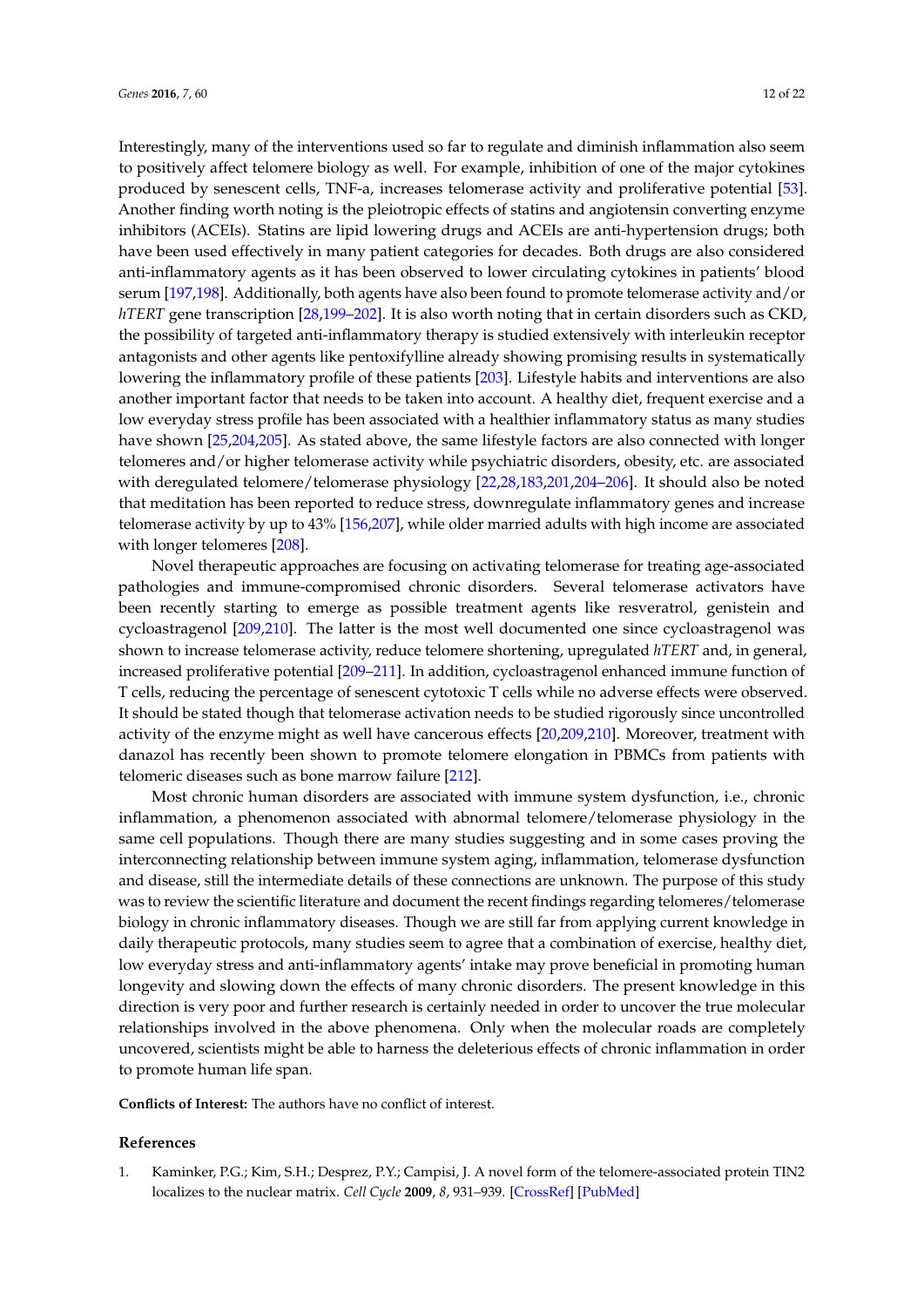Interestingly, many of the interventions used so far to regulate and diminish inflammation also seem to positively affect telomere biology as well. For example, inhibition of one of the major cytokines produced by senescent cells, TNF-a, increases telomerase activity and proliferative potential [53]. Another finding worth noting is the pleiotropic effects of statins and angiotensin converting enzyme inhibitors (ACEIs). Statins are lipid lowering drugs and ACEIs are anti-hypertension drugs; both have been used effectively in many patient categories for decades. Both drugs are also considered anti-inflammatory agents as it has been observed to lower circulating cytokines in patients' blood serum [197,198]. Additionally, both agents have also been found to promote telomerase activity and/or *hTERT* gene transcription [28,199–202]. It is also worth noting that in certain disorders such as CKD, the possibility of targeted anti-inflammatory therapy is studied extensively with interleukin receptor antagonists and other agents like pentoxifylline already showing promising results in systematically lowering the inflammatory profile of these patients [203]. Lifestyle habits and interventions are also another important factor that needs to be taken into account. A healthy diet, frequent exercise and a low everyday stress profile has been associated with a healthier inflammatory status as many studies have shown [25,204,205]. As stated above, the same lifestyle factors are also connected with longer telomeres and/or higher telomerase activity while psychiatric disorders, obesity, etc. are associated with deregulated telomere/telomerase physiology [22,28,183,201,204–206]. It should also be noted that meditation has been reported to reduce stress, downregulate inflammatory genes and increase telomerase activity by up to 43% [156,207], while older married adults with high income are associated with longer telomeres [208].

Novel therapeutic approaches are focusing on activating telomerase for treating age-associated pathologies and immune-compromised chronic disorders. Several telomerase activators have been recently starting to emerge as possible treatment agents like resveratrol, genistein and cycloastragenol [209,210]. The latter is the most well documented one since cycloastragenol was shown to increase telomerase activity, reduce telomere shortening, upregulated *hTERT* and, in general, increased proliferative potential [209–211]. In addition, cycloastragenol enhanced immune function of T cells, reducing the percentage of senescent cytotoxic T cells while no adverse effects were observed. It should be stated though that telomerase activation needs to be studied rigorously since uncontrolled activity of the enzyme might as well have cancerous effects [20,209,210]. Moreover, treatment with danazol has recently been shown to promote telomere elongation in PBMCs from patients with telomeric diseases such as bone marrow failure [212].

Most chronic human disorders are associated with immune system dysfunction, i.e., chronic inflammation, a phenomenon associated with abnormal telomere/telomerase physiology in the same cell populations. Though there are many studies suggesting and in some cases proving the interconnecting relationship between immune system aging, inflammation, telomerase dysfunction and disease, still the intermediate details of these connections are unknown. The purpose of this study was to review the scientific literature and document the recent findings regarding telomeres/telomerase biology in chronic inflammatory diseases. Though we are still far from applying current knowledge in daily therapeutic protocols, many studies seem to agree that a combination of exercise, healthy diet, low everyday stress and anti-inflammatory agents' intake may prove beneficial in promoting human longevity and slowing down the effects of many chronic disorders. The present knowledge in this direction is very poor and further research is certainly needed in order to uncover the true molecular relationships involved in the above phenomena. Only when the molecular roads are completely uncovered, scientists might be able to harness the deleterious effects of chronic inflammation in order to promote human life span.

**Conflicts of Interest:** The authors have no conflict of interest.

## References

1. Kaminker, P.G.; Kim, S.H.; Desprez, P.Y.; Campisi, J. A novel form of the telomere-associated protein TIN2 localizes to the nuclear matrix. *Cell Cycle* **2009**, *8*, 931–939. [CrossRef] [PubMed]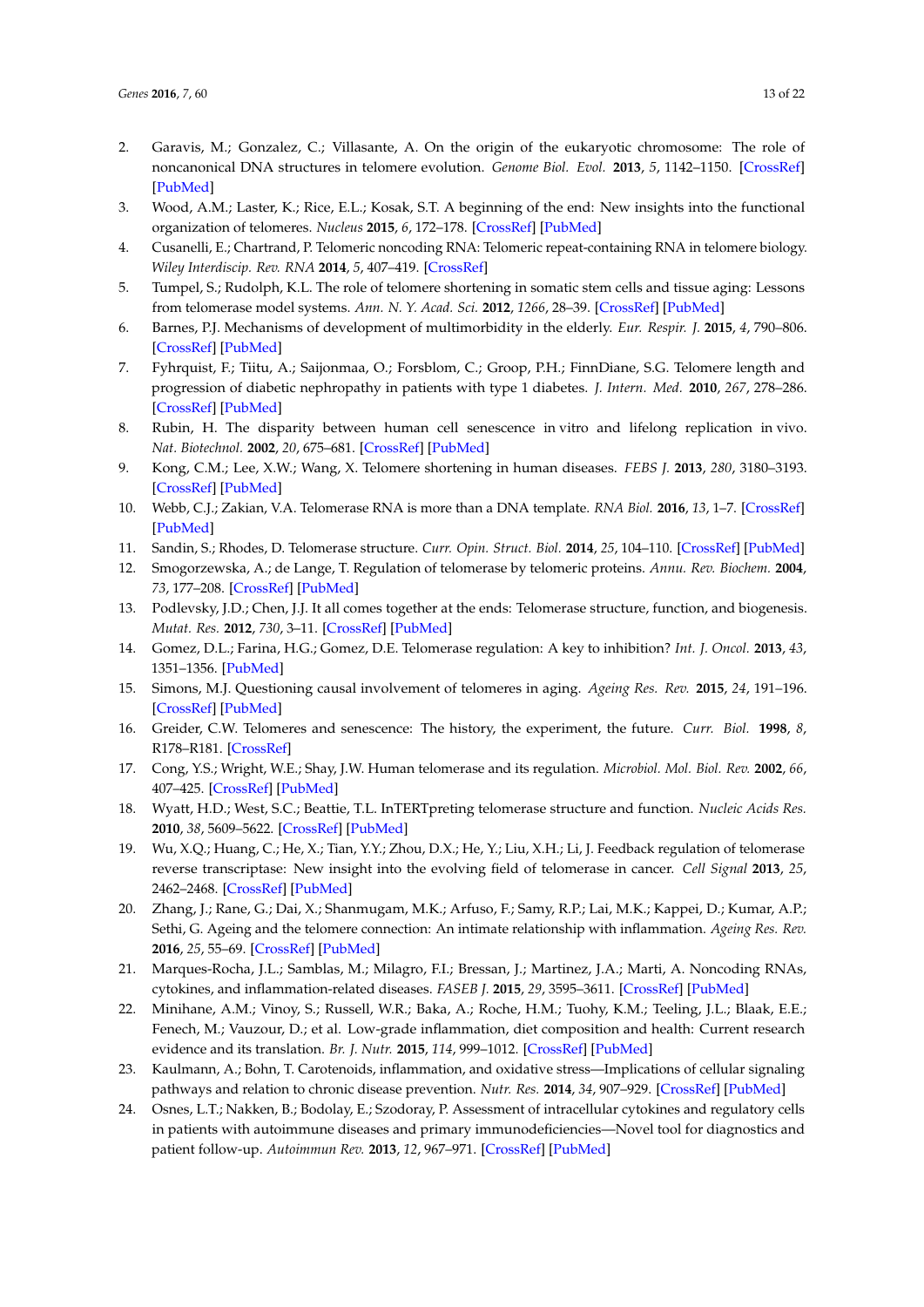2. Garavis, M.; Gonzalez, C.; Villasante, A. On the origin of the eukaryotic chromosome: The role of noncanonical DNA structures in telomere evolution. *Genome Biol. Evol.* **2013**, *5*, 1142–1150. [CrossRef] [PubMed]
3. Wood, A.M.; Laster, K.; Rice, E.L.; Kosak, S.T. A beginning of the end: New insights into the functional organization of telomeres. *Nucleus* **2015**, *6*, 172–178. [CrossRef] [PubMed]
4. Cusanelli, E.; Chartrand, P. Telomeric noncoding RNA: Telomeric repeat-containing RNA in telomere biology. *Wiley Interdiscip. Rev. RNA* **2014**, *5*, 407–419. [CrossRef]
5. Tumpel, S.; Rudolph, K.L. The role of telomere shortening in somatic stem cells and tissue aging: Lessons from telomerase model systems. *Ann. N. Y. Acad. Sci.* **2012**, *1266*, 28–39. [CrossRef] [PubMed]
6. Barnes, P.J. Mechanisms of development of multimorbidity in the elderly. *Eur. Respir. J.* **2015**, *4*, 790–806. [CrossRef] [PubMed]
7. Fyhrquist, F.; Tiitu, A.; Saijonmaa, O.; Forsblom, C.; Groop, P.H.; FinnDiane, S.G. Telomere length and progression of diabetic nephropathy in patients with type 1 diabetes. *J. Intern. Med.* **2010**, *267*, 278–286. [CrossRef] [PubMed]
8. Rubin, H. The disparity between human cell senescence in vitro and lifelong replication in vivo. *Nat. Biotechnol.* **2002**, *20*, 675–681. [CrossRef] [PubMed]
9. Kong, C.M.; Lee, X.W.; Wang, X. Telomere shortening in human diseases. *FEBS J.* **2013**, *280*, 3180–3193. [CrossRef] [PubMed]
10. Webb, C.J.; Zakian, V.A. Telomerase RNA is more than a DNA template. *RNA Biol.* **2016**, *13*, 1–7. [CrossRef] [PubMed]
11. Sandin, S.; Rhodes, D. Telomerase structure. *Curr. Opin. Struct. Biol.* **2014**, *25*, 104–110. [CrossRef] [PubMed]
12. Smogorzewska, A.; de Lange, T. Regulation of telomerase by telomeric proteins. *Annu. Rev. Biochem.* **2004**, *73*, 177–208. [CrossRef] [PubMed]
13. Podlevsky, J.D.; Chen, J.J. It all comes together at the ends: Telomerase structure, function, and biogenesis. *Mutat. Res.* **2012**, *730*, 3–11. [CrossRef] [PubMed]
14. Gomez, D.L.; Farina, H.G.; Gomez, D.E. Telomerase regulation: A key to inhibition? *Int. J. Oncol.* **2013**, *43*, 1351–1356. [PubMed]
15. Simons, M.J. Questioning causal involvement of telomeres in aging. *Ageing Res. Rev.* **2015**, *24*, 191–196. [CrossRef] [PubMed]
16. Greider, C.W. Telomeres and senescence: The history, the experiment, the future. *Curr. Biol.* **1998**, *8*, R178–R181. [CrossRef]
17. Cong, Y.S.; Wright, W.E.; Shay, J.W. Human telomerase and its regulation. *Microbiol. Mol. Biol. Rev.* **2002**, *66*, 407–425. [CrossRef] [PubMed]
18. Wyatt, H.D.; West, S.C.; Beattie, T.L. InTERTpreting telomerase structure and function. *Nucleic Acids Res.* **2010**, *38*, 5609–5622. [CrossRef] [PubMed]
19. Wu, X.Q.; Huang, C.; He, X.; Tian, Y.Y.; Zhou, D.X.; He, Y.; Liu, X.H.; Li, J. Feedback regulation of telomerase reverse transcriptase: New insight into the evolving field of telomerase in cancer. *Cell Signal* **2013**, *25*, 2462–2468. [CrossRef] [PubMed]
20. Zhang, J.; Rane, G.; Dai, X.; Shanmugam, M.K.; Arfuso, F.; Samy, R.P.; Lai, M.K.; Kappei, D.; Kumar, A.P.; Sethi, G. Ageing and the telomere connection: An intimate relationship with inflammation. *Ageing Res. Rev.* **2016**, *25*, 55–69. [CrossRef] [PubMed]
21. Marques-Rocha, J.L.; Samblas, M.; Milagro, F.I.; Bressan, J.; Martinez, J.A.; Marti, A. Noncoding RNAs, cytokines, and inflammation-related diseases. *FASEB J.* **2015**, *29*, 3595–3611. [CrossRef] [PubMed]
22. Minihane, A.M.; Vinoy, S.; Russell, W.R.; Baka, A.; Roche, H.M.; Tuohy, K.M.; Teeling, J.L.; Blaak, E.E.; Fenech, M.; Vauzour, D.; et al. Low-grade inflammation, diet composition and health: Current research evidence and its translation. *Br. J. Nutr.* **2015**, *114*, 999–1012. [CrossRef] [PubMed]
23. Kaulmann, A.; Bohn, T. Carotenoids, inflammation, and oxidative stress—Implications of cellular signaling pathways and relation to chronic disease prevention. *Nutr. Res.* **2014**, *34*, 907–929. [CrossRef] [PubMed]
24. Osnes, L.T.; Nakken, B.; Bodolay, E.; Szodoray, P. Assessment of intracellular cytokines and regulatory cells in patients with autoimmune diseases and primary immunodeficiencies—Novel tool for diagnostics and patient follow-up. *Autoimmun Rev.* **2013**, *12*, 967–971. [CrossRef] [PubMed]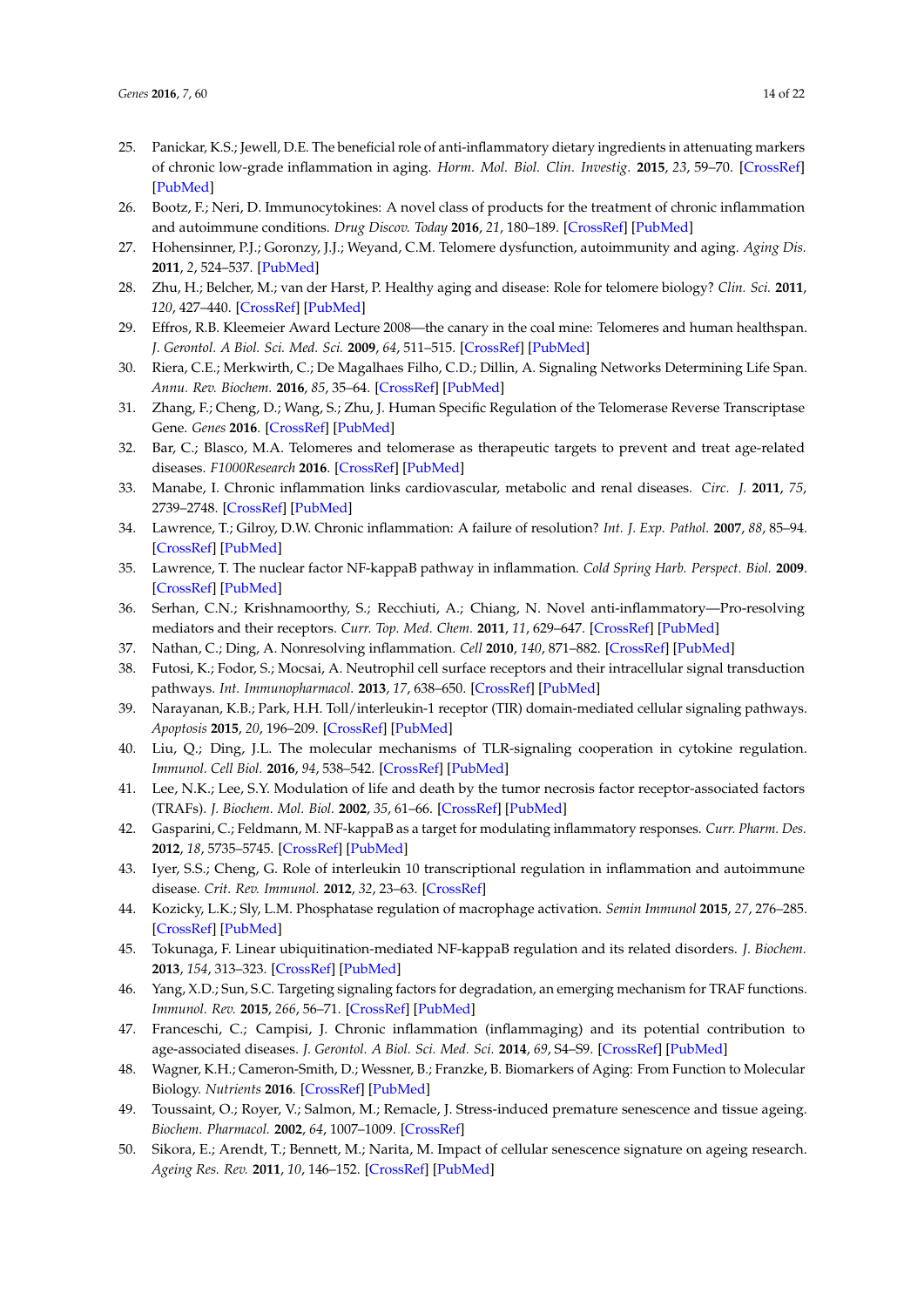25. Panickar, K.S.; Jewell, D.E. The beneficial role of anti-inflammatory dietary ingredients in attenuating markers of chronic low-grade inflammation in aging. *Horm. Mol. Biol. Clin. Investig.* **2015**, *23*, 59–70. [CrossRef] [PubMed]
26. Bootz, F.; Neri, D. Immunocytokines: A novel class of products for the treatment of chronic inflammation and autoimmune conditions. *Drug Discov. Today* **2016**, *21*, 180–189. [CrossRef] [PubMed]
27. Hohensinner, P.J.; Goronzy, J.J.; Weyand, C.M. Telomere dysfunction, autoimmunity and aging. *Aging Dis.* **2011**, *2*, 524–537. [PubMed]
28. Zhu, H.; Belcher, M.; van der Harst, P. Healthy aging and disease: Role for telomere biology? *Clin. Sci.* **2011**, *120*, 427–440. [CrossRef] [PubMed]
29. Effros, R.B. Kleemeier Award Lecture 2008—the canary in the coal mine: Telomeres and human healthspan. *J. Gerontol. A Biol. Sci. Med. Sci.* **2009**, *64*, 511–515. [CrossRef] [PubMed]
30. Riera, C.E.; Merkwirth, C.; De Magalhaes Filho, C.D.; Dillin, A. Signaling Networks Determining Life Span. *Annu. Rev. Biochem.* **2016**, *85*, 35–64. [CrossRef] [PubMed]
31. Zhang, F.; Cheng, D.; Wang, S.; Zhu, J. Human Specific Regulation of the Telomerase Reverse Transcriptase Gene. *Genes* **2016**. [CrossRef] [PubMed]
32. Bar, C.; Blasco, M.A. Telomeres and telomerase as therapeutic targets to prevent and treat age-related diseases. *F1000Research* **2016**. [CrossRef] [PubMed]
33. Manabe, I. Chronic inflammation links cardiovascular, metabolic and renal diseases. *Circ. J.* **2011**, *75*, 2739–2748. [CrossRef] [PubMed]
34. Lawrence, T.; Gilroy, D.W. Chronic inflammation: A failure of resolution? *Int. J. Exp. Pathol.* **2007**, *88*, 85–94. [CrossRef] [PubMed]
35. Lawrence, T. The nuclear factor NF-kappaB pathway in inflammation. *Cold Spring Harb. Perspect. Biol.* **2009**. [CrossRef] [PubMed]
36. Serhan, C.N.; Krishnamoorthy, S.; Recchiuti, A.; Chiang, N. Novel anti-inflammatory—Pro-resolving mediators and their receptors. *Curr. Top. Med. Chem.* **2011**, *11*, 629–647. [CrossRef] [PubMed]
37. Nathan, C.; Ding, A. Nonresolving inflammation. *Cell* **2010**, *140*, 871–882. [CrossRef] [PubMed]
38. Futosi, K.; Fodor, S.; Mocsai, A. Neutrophil cell surface receptors and their intracellular signal transduction pathways. *Int. Immunopharmacol.* **2013**, *17*, 638–650. [CrossRef] [PubMed]
39. Narayanan, K.B.; Park, H.H. Toll/interleukin-1 receptor (TIR) domain-mediated cellular signaling pathways. *Apoptosis* **2015**, *20*, 196–209. [CrossRef] [PubMed]
40. Liu, Q.; Ding, J.L. The molecular mechanisms of TLR-signaling cooperation in cytokine regulation. *Immunol. Cell Biol.* **2016**, *94*, 538–542. [CrossRef] [PubMed]
41. Lee, N.K.; Lee, S.Y. Modulation of life and death by the tumor necrosis factor receptor-associated factors (TRAFs). *J. Biochem. Mol. Biol.* **2002**, *35*, 61–66. [CrossRef] [PubMed]
42. Gasparini, C.; Feldmann, M. NF-kappaB as a target for modulating inflammatory responses. *Curr. Pharm. Des.* **2012**, *18*, 5735–5745. [CrossRef] [PubMed]
43. Iyer, S.S.; Cheng, G. Role of interleukin 10 transcriptional regulation in inflammation and autoimmune disease. *Crit. Rev. Immunol.* **2012**, *32*, 23–63. [CrossRef]
44. Kozicky, L.K.; Sly, L.M. Phosphatase regulation of macrophage activation. *Semin Immunol* **2015**, *27*, 276–285. [CrossRef] [PubMed]
45. Tokunaga, F. Linear ubiquitination-mediated NF-kappaB regulation and its related disorders. *J. Biochem.* **2013**, *154*, 313–323. [CrossRef] [PubMed]
46. Yang, X.D.; Sun, S.C. Targeting signaling factors for degradation, an emerging mechanism for TRAF functions. *Immunol. Rev.* **2015**, *266*, 56–71. [CrossRef] [PubMed]
47. Franceschi, C.; Campisi, J. Chronic inflammation (inflammaging) and its potential contribution to age-associated diseases. *J. Gerontol. A Biol. Sci. Med. Sci.* **2014**, *69*, S4–S9. [CrossRef] [PubMed]
48. Wagner, K.H.; Cameron-Smith, D.; Wessner, B.; Franzke, B. Biomarkers of Aging: From Function to Molecular Biology. *Nutrients* **2016**. [CrossRef] [PubMed]
49. Toussaint, O.; Royer, V.; Salmon, M.; Remacle, J. Stress-induced premature senescence and tissue ageing. *Biochem. Pharmacol.* **2002**, *64*, 1007–1009. [CrossRef]
50. Sikora, E.; Arendt, T.; Bennett, M.; Narita, M. Impact of cellular senescence signature on ageing research. *Ageing Res. Rev.* **2011**, *10*, 146–152. [CrossRef] [PubMed]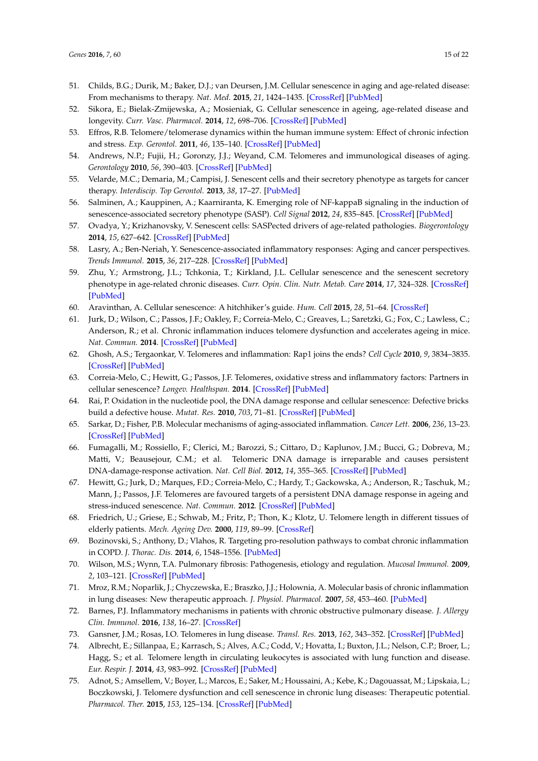51. Childs, B.G.; Durik, M.; Baker, D.J.; van Deursen, J.M. Cellular senescence in aging and age-related disease: From mechanisms to therapy. *Nat. Med.* **2015**, *21*, 1424–1435. [CrossRef] [PubMed]
52. Sikora, E.; Bielak-Zmijewska, A.; Mosieniak, G. Cellular senescence in ageing, age-related disease and longevity. *Curr. Vasc. Pharmacol.* **2014**, *12*, 698–706. [CrossRef] [PubMed]
53. Effros, R.B. Telomere/telomerase dynamics within the human immune system: Effect of chronic infection and stress. *Exp. Gerontol.* **2011**, *46*, 135–140. [CrossRef] [PubMed]
54. Andrews, N.P.; Fujii, H.; Goronzy, J.J.; Weyand, C.M. Telomeres and immunological diseases of aging. *Gerontology* **2010**, *56*, 390–403. [CrossRef] [PubMed]
55. Velarde, M.C.; Demaria, M.; Campisi, J. Senescent cells and their secretory phenotype as targets for cancer therapy. *Interdiscip. Top Gerontol.* **2013**, *38*, 17–27. [PubMed]
56. Salminen, A.; Kauppinen, A.; Kaarniranta, K. Emerging role of NF-kappaB signaling in the induction of senescence-associated secretory phenotype (SASP). *Cell Signal* **2012**, *24*, 835–845. [CrossRef] [PubMed]
57. Ovadya, Y.; Krizhanovsky, V. Senescent cells: SASPected drivers of age-related pathologies. *Biogerontology* **2014**, *15*, 627–642. [CrossRef] [PubMed]
58. Lasry, A.; Ben-Neriah, Y. Senescence-associated inflammatory responses: Aging and cancer perspectives. *Trends Immunol.* **2015**, *36*, 217–228. [CrossRef] [PubMed]
59. Zhu, Y.; Armstrong, J.L.; Tchkonia, T.; Kirkland, J.L. Cellular senescence and the senescent secretory phenotype in age-related chronic diseases. *Curr. Opin. Clin. Nutr. Metab. Care* **2014**, *17*, 324–328. [CrossRef] [PubMed]
60. Aravinthan, A. Cellular senescence: A hitchhiker's guide. *Hum. Cell* **2015**, *28*, 51–64. [CrossRef]
61. Jurk, D.; Wilson, C.; Passos, J.F.; Oakley, F.; Correia-Melo, C.; Greaves, L.; Saretzki, G.; Fox, C.; Lawless, C.; Anderson, R.; et al. Chronic inflammation induces telomere dysfunction and accelerates ageing in mice. *Nat. Commun.* **2014**. [CrossRef] [PubMed]
62. Ghosh, A.S.; Tergaonkar, V. Telomeres and inflammation: Rap1 joins the ends? *Cell Cycle* **2010**, *9*, 3834–3835. [CrossRef] [PubMed]
63. Correia-Melo, C.; Hewitt, G.; Passos, J.F. Telomeres, oxidative stress and inflammatory factors: Partners in cellular senescence? *Longev. Healthspan.* **2014**. [CrossRef] [PubMed]
64. Rai, P. Oxidation in the nucleotide pool, the DNA damage response and cellular senescence: Defective bricks build a defective house. *Mutat. Res.* **2010**, *703*, 71–81. [CrossRef] [PubMed]
65. Sarkar, D.; Fisher, P.B. Molecular mechanisms of aging-associated inflammation. *Cancer Lett.* **2006**, *236*, 13–23. [CrossRef] [PubMed]
66. Fumagalli, M.; Rossiello, F.; Clerici, M.; Barozzi, S.; Cittaro, D.; Kaplunov, J.M.; Bucci, G.; Dobreva, M.; Matti, V.; Beausejour, C.M.; et al. Telomeric DNA damage is irreparable and causes persistent DNA-damage-response activation. *Nat. Cell Biol.* **2012**, *14*, 355–365. [CrossRef] [PubMed]
67. Hewitt, G.; Jurk, D.; Marques, F.D.; Correia-Melo, C.; Hardy, T.; Gackowska, A.; Anderson, R.; Taschuk, M.; Mann, J.; Passos, J.F. Telomeres are favoured targets of a persistent DNA damage response in ageing and stress-induced senescence. *Nat. Commun.* **2012**. [CrossRef] [PubMed]
68. Friedrich, U.; Griese, E.; Schwab, M.; Fritz, P.; Thon, K.; Klotz, U. Telomere length in different tissues of elderly patients. *Mech. Ageing Dev.* **2000**, *119*, 89–99. [CrossRef]
69. Bozinovski, S.; Anthony, D.; Vlahos, R. Targeting pro-resolution pathways to combat chronic inflammation in COPD. *J. Thorac. Dis.* **2014**, *6*, 1548–1556. [PubMed]
70. Wilson, M.S.; Wynn, T.A. Pulmonary fibrosis: Pathogenesis, etiology and regulation. *Mucosal Immunol.* **2009**, *2*, 103–121. [CrossRef] [PubMed]
71. Mroz, R.M.; Noparlik, J.; Chyczewska, E.; Braszko, J.J.; Holownia, A. Molecular basis of chronic inflammation in lung diseases: New therapeutic approach. *J. Physiol. Pharmacol.* **2007**, *58*, 453–460. [PubMed]
72. Barnes, P.J. Inflammatory mechanisms in patients with chronic obstructive pulmonary disease. *J. Allergy Clin. Immunol.* **2016**, *138*, 16–27. [CrossRef]
73. Gansner, J.M.; Rosas, I.O. Telomeres in lung disease. *Transl. Res.* **2013**, *162*, 343–352. [CrossRef] [PubMed]
74. Albrecht, E.; Sillanpaa, E.; Karrasch, S.; Alves, A.C.; Codd, V.; Hovatta, I.; Buxton, J.L.; Nelson, C.P.; Broer, L.; Hagg, S.; et al. Telomere length in circulating leukocytes is associated with lung function and disease. *Eur. Respir. J.* **2014**, *43*, 983–992. [CrossRef] [PubMed]
75. Adnot, S.; Amsellem, V.; Boyer, L.; Marcos, E.; Saker, M.; Houssaini, A.; Kebe, K.; Dagouassat, M.; Lipskaia, L.; Boczkowski, J. Telomere dysfunction and cell senescence in chronic lung diseases: Therapeutic potential. *Pharmacol. Ther.* **2015**, *153*, 125–134. [CrossRef] [PubMed]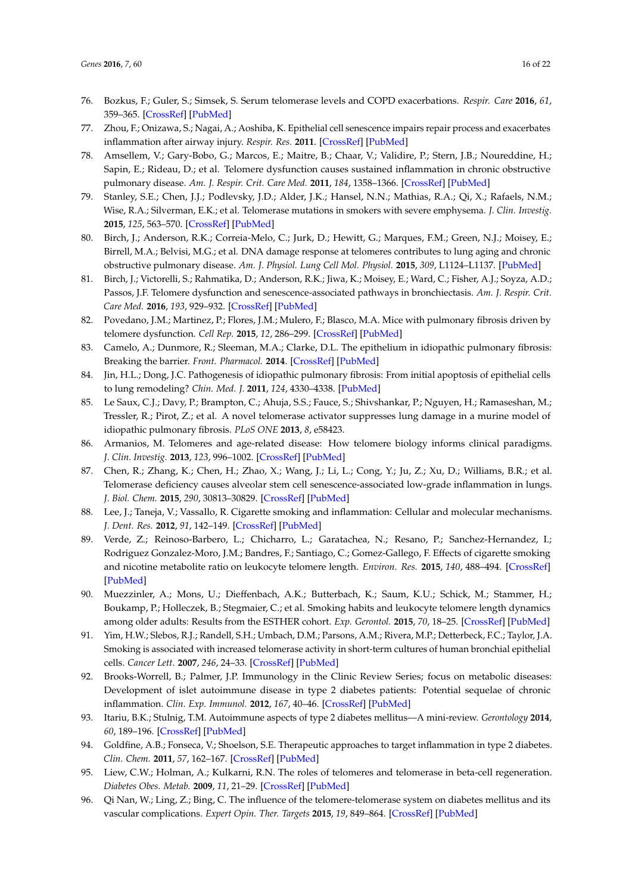76. Bozkus, F.; Guler, S.; Simsek, S. Serum telomerase levels and COPD exacerbations. *Respir. Care* **2016**, *61*, 359–365. [CrossRef] [PubMed]
77. Zhou, F.; Onizawa, S.; Nagai, A.; Aoshiba, K. Epithelial cell senescence impairs repair process and exacerbates inflammation after airway injury. *Respir. Res.* **2011**. [CrossRef] [PubMed]
78. Amsellem, V.; Gary-Bobo, G.; Marcos, E.; Maitre, B.; Chaar, V.; Validire, P.; Stern, J.B.; Noureddine, H.; Sapin, E.; Rideau, D.; et al. Telomere dysfunction causes sustained inflammation in chronic obstructive pulmonary disease. *Am. J. Respir. Crit. Care Med.* **2011**, *184*, 1358–1366. [CrossRef] [PubMed]
79. Stanley, S.E.; Chen, J.J.; Podlevsky, J.D.; Alder, J.K.; Hansel, N.N.; Mathias, R.A.; Qi, X.; Rafaels, N.M.; Wise, R.A.; Silverman, E.K.; et al. Telomerase mutations in smokers with severe emphysema. *J. Clin. Investig.* **2015**, *125*, 563–570. [CrossRef] [PubMed]
80. Birch, J.; Anderson, R.K.; Correia-Melo, C.; Jurk, D.; Hewitt, G.; Marques, F.M.; Green, N.J.; Moisey, E.; Birrell, M.A.; Belvisi, M.G.; et al. DNA damage response at telomeres contributes to lung aging and chronic obstructive pulmonary disease. *Am. J. Physiol. Lung Cell Mol. Physiol.* **2015**, *309*, L1124–L1137. [PubMed]
81. Birch, J.; Victorelli, S.; Rahmatika, D.; Anderson, R.K.; Jiwa, K.; Moisey, E.; Ward, C.; Fisher, A.J.; Soyza, A.D.; Passos, J.F. Telomere dysfunction and senescence-associated pathways in bronchiectasis. *Am. J. Respir. Crit. Care Med.* **2016**, *193*, 929–932. [CrossRef] [PubMed]
82. Povedano, J.M.; Martinez, P.; Flores, J.M.; Mulero, F.; Blasco, M.A. Mice with pulmonary fibrosis driven by telomere dysfunction. *Cell Rep.* **2015**, *12*, 286–299. [CrossRef] [PubMed]
83. Camelo, A.; Dunmore, R.; Sleeman, M.A.; Clarke, D.L. The epithelium in idiopathic pulmonary fibrosis: Breaking the barrier. *Front. Pharmacol.* **2014**. [CrossRef] [PubMed]
84. Jin, H.L.; Dong, J.C. Pathogenesis of idiopathic pulmonary fibrosis: From initial apoptosis of epithelial cells to lung remodeling? *Chin. Med. J.* **2011**, *124*, 4330–4338. [PubMed]
85. Le Saux, C.J.; Davy, P.; Brampton, C.; Ahuja, S.S.; Fauce, S.; Shivshankar, P.; Nguyen, H.; Ramaseshan, M.; Tressler, R.; Pirot, Z.; et al. A novel telomerase activator suppresses lung damage in a murine model of idiopathic pulmonary fibrosis. *PLoS ONE* **2013**, *8*, e58423.
86. Armanios, M. Telomeres and age-related disease: How telomere biology informs clinical paradigms. *J. Clin. Investig.* **2013**, *123*, 996–1002. [CrossRef] [PubMed]
87. Chen, R.; Zhang, K.; Chen, H.; Zhao, X.; Wang, J.; Li, L.; Cong, Y.; Ju, Z.; Xu, D.; Williams, B.R.; et al. Telomerase deficiency causes alveolar stem cell senescence-associated low-grade inflammation in lungs. *J. Biol. Chem.* **2015**, *290*, 30813–30829. [CrossRef] [PubMed]
88. Lee, J.; Taneja, V.; Vassallo, R. Cigarette smoking and inflammation: Cellular and molecular mechanisms. *J. Dent. Res.* **2012**, *91*, 142–149. [CrossRef] [PubMed]
89. Verde, Z.; Reinoso-Barbero, L.; Chicharro, L.; Garatachea, N.; Resano, P.; Sanchez-Hernandez, I.; Rodriguez Gonzalez-Moro, J.M.; Bandres, F.; Santiago, C.; Gomez-Gallego, F. Effects of cigarette smoking and nicotine metabolite ratio on leukocyte telomere length. *Environ. Res.* **2015**, *140*, 488–494. [CrossRef] [PubMed]
90. Muezzinler, A.; Mons, U.; Dieffenbach, A.K.; Butterbach, K.; Saum, K.U.; Schick, M.; Stammer, H.; Boukamp, P.; Holleczek, B.; Stegmaier, C.; et al. Smoking habits and leukocyte telomere length dynamics among older adults: Results from the ESTHER cohort. *Exp. Gerontol.* **2015**, *70*, 18–25. [CrossRef] [PubMed]
91. Yim, H.W.; Slebos, R.J.; Randell, S.H.; Umbach, D.M.; Parsons, A.M.; Rivera, M.P.; Detterbeck, F.C.; Taylor, J.A. Smoking is associated with increased telomerase activity in short-term cultures of human bronchial epithelial cells. *Cancer Lett.* **2007**, *246*, 24–33. [CrossRef] [PubMed]
92. Brooks-Worrell, B.; Palmer, J.P. Immunology in the Clinic Review Series; focus on metabolic diseases: Development of islet autoimmune disease in type 2 diabetes patients: Potential sequelae of chronic inflammation. *Clin. Exp. Immunol.* **2012**, *167*, 40–46. [CrossRef] [PubMed]
93. Itariu, B.K.; Stulnig, T.M. Autoimmune aspects of type 2 diabetes mellitus—A mini-review. *Gerontology* **2014**, *60*, 189–196. [CrossRef] [PubMed]
94. Goldfine, A.B.; Fonseca, V.; Shoelson, S.E. Therapeutic approaches to target inflammation in type 2 diabetes. *Clin. Chem.* **2011**, *57*, 162–167. [CrossRef] [PubMed]
95. Liew, C.W.; Holman, A.; Kulkarni, R.N. The roles of telomeres and telomerase in beta-cell regeneration. *Diabetes Obes. Metab.* **2009**, *11*, 21–29. [CrossRef] [PubMed]
96. Qi Nan, W.; Ling, Z.; Bing, C. The influence of the telomere-telomerase system on diabetes mellitus and its vascular complications. *Expert Opin. Ther. Targets* **2015**, *19*, 849–864. [CrossRef] [PubMed]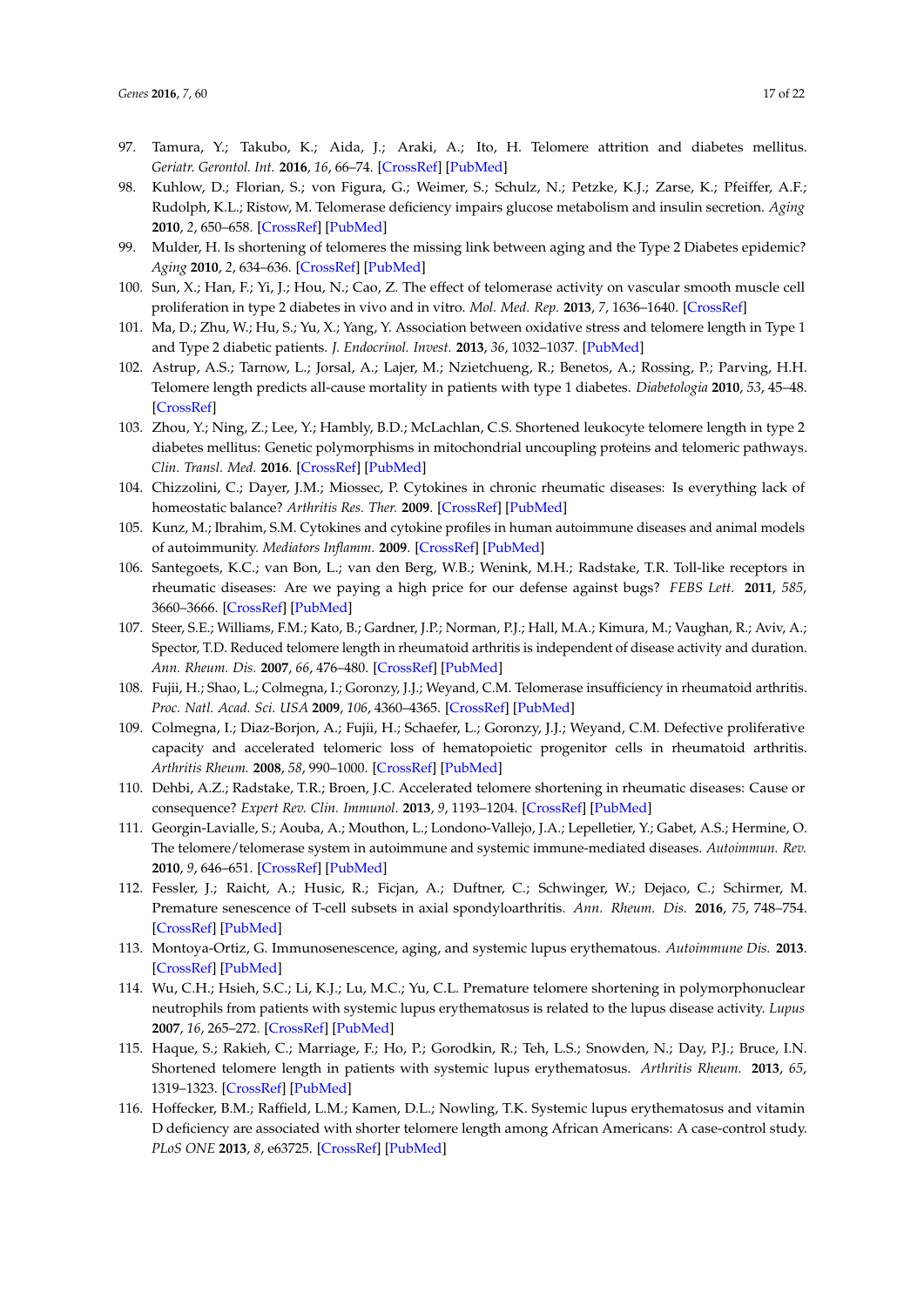97. Tamura, Y.; Takubo, K.; Aida, J.; Araki, A.; Ito, H. Telomere attrition and diabetes mellitus. *Geriatr. Gerontol. Int.* **2016**, *16*, 66–74. [CrossRef] [PubMed]
98. Kuhlow, D.; Florian, S.; von Figura, G.; Weimer, S.; Schulz, N.; Petzke, K.J.; Zarse, K.; Pfeiffer, A.F.; Rudolph, K.L.; Ristow, M. Telomerase deficiency impairs glucose metabolism and insulin secretion. *Aging* **2010**, *2*, 650–658. [CrossRef] [PubMed]
99. Mulder, H. Is shortening of telomeres the missing link between aging and the Type 2 Diabetes epidemic? *Aging* **2010**, *2*, 634–636. [CrossRef] [PubMed]
100. Sun, X.; Han, F.; Yi, J.; Hou, N.; Cao, Z. The effect of telomerase activity on vascular smooth muscle cell proliferation in type 2 diabetes in vivo and in vitro. *Mol. Med. Rep.* **2013**, *7*, 1636–1640. [CrossRef]
101. Ma, D.; Zhu, W.; Hu, S.; Yu, X.; Yang, Y. Association between oxidative stress and telomere length in Type 1 and Type 2 diabetic patients. *J. Endocrinol. Invest.* **2013**, *36*, 1032–1037. [PubMed]
102. Astrup, A.S.; Tarnow, L.; Jorsal, A.; Lajer, M.; Nzietchueng, R.; Benetos, A.; Rossing, P.; Parving, H.H. Telomere length predicts all-cause mortality in patients with type 1 diabetes. *Diabetologia* **2010**, *53*, 45–48. [CrossRef]
103. Zhou, Y.; Ning, Z.; Lee, Y.; Hambly, B.D.; McLachlan, C.S. Shortened leukocyte telomere length in type 2 diabetes mellitus: Genetic polymorphisms in mitochondrial uncoupling proteins and telomeric pathways. *Clin. Transl. Med.* **2016**. [CrossRef] [PubMed]
104. Chizzolini, C.; Dayer, J.M.; Miossec, P. Cytokines in chronic rheumatic diseases: Is everything lack of homeostatic balance? *Arthritis Res. Ther.* **2009**. [CrossRef] [PubMed]
105. Kunz, M.; Ibrahim, S.M. Cytokines and cytokine profiles in human autoimmune diseases and animal models of autoimmunity. *Mediators Inflamm.* **2009**. [CrossRef] [PubMed]
106. Santegoets, K.C.; van Bon, L.; van den Berg, W.B.; Wenink, M.H.; Radstake, T.R. Toll-like receptors in rheumatic diseases: Are we paying a high price for our defense against bugs? *FEBS Lett.* **2011**, *585*, 3660–3666. [CrossRef] [PubMed]
107. Steer, S.E.; Williams, F.M.; Kato, B.; Gardner, J.P.; Norman, P.J.; Hall, M.A.; Kimura, M.; Vaughan, R.; Aviv, A.; Spector, T.D. Reduced telomere length in rheumatoid arthritis is independent of disease activity and duration. *Ann. Rheum. Dis.* **2007**, *66*, 476–480. [CrossRef] [PubMed]
108. Fujii, H.; Shao, L.; Colmegna, I.; Goronzy, J.J.; Weyand, C.M. Telomerase insufficiency in rheumatoid arthritis. *Proc. Natl. Acad. Sci. USA* **2009**, *106*, 4360–4365. [CrossRef] [PubMed]
109. Colmegna, I.; Diaz-Borjon, A.; Fujii, H.; Schaefer, L.; Goronzy, J.J.; Weyand, C.M. Defective proliferative capacity and accelerated telomeric loss of hematopoietic progenitor cells in rheumatoid arthritis. *Arthritis Rheum.* **2008**, *58*, 990–1000. [CrossRef] [PubMed]
110. Dehbi, A.Z.; Radstake, T.R.; Broen, J.C. Accelerated telomere shortening in rheumatic diseases: Cause or consequence? *Expert Rev. Clin. Immunol.* **2013**, *9*, 1193–1204. [CrossRef] [PubMed]
111. Georgin-Lavialle, S.; Aouba, A.; Mouthon, L.; Londono-Vallejo, J.A.; Lepelletier, Y.; Gabet, A.S.; Hermine, O. The telomere/telomerase system in autoimmune and systemic immune-mediated diseases. *Autoimmun. Rev.* **2010**, *9*, 646–651. [CrossRef] [PubMed]
112. Fessler, J.; Raicht, A.; Husic, R.; Ficjan, A.; Duftner, C.; Schwinger, W.; Dejaco, C.; Schirmer, M. Premature senescence of T-cell subsets in axial spondyloarthritis. *Ann. Rheum. Dis.* **2016**, *75*, 748–754. [CrossRef] [PubMed]
113. Montoya-Ortiz, G. Immunosenescence, aging, and systemic lupus erythematous. *Autoimmune Dis.* **2013**. [CrossRef] [PubMed]
114. Wu, C.H.; Hsieh, S.C.; Li, K.J.; Lu, M.C.; Yu, C.L. Premature telomere shortening in polymorphonuclear neutrophils from patients with systemic lupus erythematosus is related to the lupus disease activity. *Lupus* **2007**, *16*, 265–272. [CrossRef] [PubMed]
115. Haque, S.; Rakieh, C.; Marriage, F.; Ho, P.; Gorodkin, R.; Teh, L.S.; Snowden, N.; Day, P.J.; Bruce, I.N. Shortened telomere length in patients with systemic lupus erythematosus. *Arthritis Rheum.* **2013**, *65*, 1319–1323. [CrossRef] [PubMed]
116. Hoffecker, B.M.; Raffield, L.M.; Kamen, D.L.; Nowling, T.K. Systemic lupus erythematosus and vitamin D deficiency are associated with shorter telomere length among African Americans: A case-control study. *PLoS ONE* **2013**, *8*, e63725. [CrossRef] [PubMed]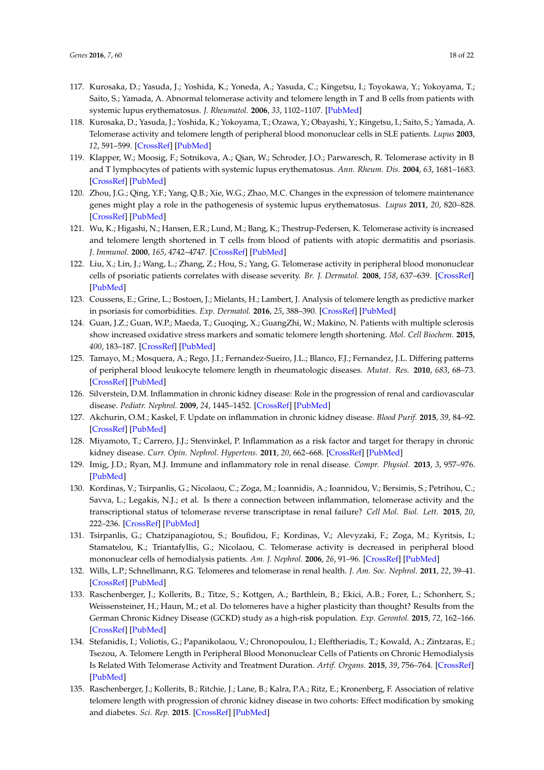117. Kurosaka, D.; Yasuda, J.; Yoshida, K.; Yoneda, A.; Yasuda, C.; Kingetsu, I.; Toyokawa, Y.; Yokoyama, T.; Saito, S.; Yamada, A. Abnormal telomerase activity and telomere length in T and B cells from patients with systemic lupus erythematosus. *J. Rheumatol.* **2006**, *33*, 1102–1107. [PubMed]
118. Kurosaka, D.; Yasuda, J.; Yoshida, K.; Yokoyama, T.; Ozawa, Y.; Obayashi, Y.; Kingetsu, I.; Saito, S.; Yamada, A. Telomerase activity and telomere length of peripheral blood mononuclear cells in SLE patients. *Lupus* **2003**, *12*, 591–599. [CrossRef] [PubMed]
119. Klapper, W.; Moosig, F.; Sotnikova, A.; Qian, W.; Schroder, J.O.; Parwaresch, R. Telomerase activity in B and T lymphocytes of patients with systemic lupus erythematosus. *Ann. Rheum. Dis.* **2004**, *63*, 1681–1683. [CrossRef] [PubMed]
120. Zhou, J.G.; Qing, Y.F.; Yang, Q.B.; Xie, W.G.; Zhao, M.C. Changes in the expression of telomere maintenance genes might play a role in the pathogenesis of systemic lupus erythematosus. *Lupus* **2011**, *20*, 820–828. [CrossRef] [PubMed]
121. Wu, K.; Higashi, N.; Hansen, E.R.; Lund, M.; Bang, K.; Thestrup-Pedersen, K. Telomerase activity is increased and telomere length shortened in T cells from blood of patients with atopic dermatitis and psoriasis. *J. Immunol.* **2000**, *165*, 4742–4747. [CrossRef] [PubMed]
122. Liu, X.; Lin, J.; Wang, L.; Zhang, Z.; Hou, S.; Yang, G. Telomerase activity in peripheral blood mononuclear cells of psoriatic patients correlates with disease severity. *Br. J. Dermatol.* **2008**, *158*, 637–639. [CrossRef] [PubMed]
123. Coussens, E.; Grine, L.; Bostoen, J.; Mielants, H.; Lambert, J. Analysis of telomere length as predictive marker in psoriasis for comorbidities. *Exp. Dermatol.* **2016**, *25*, 388–390. [CrossRef] [PubMed]
124. Guan, J.Z.; Guan, W.P.; Maeda, T.; Guoqing, X.; GuangZhi, W.; Makino, N. Patients with multiple sclerosis show increased oxidative stress markers and somatic telomere length shortening. *Mol. Cell Biochem.* **2015**, *400*, 183–187. [CrossRef] [PubMed]
125. Tamayo, M.; Mosquera, A.; Rego, J.I.; Fernandez-Sueiro, J.L.; Blanco, F.J.; Fernandez, J.L. Differing patterns of peripheral blood leukocyte telomere length in rheumatologic diseases. *Mutat. Res.* **2010**, *683*, 68–73. [CrossRef] [PubMed]
126. Silverstein, D.M. Inflammation in chronic kidney disease: Role in the progression of renal and cardiovascular disease. *Pediatr. Nephrol.* **2009**, *24*, 1445–1452. [CrossRef] [PubMed]
127. Akchurin, O.M.; Kaskel, F. Update on inflammation in chronic kidney disease. *Blood Purif.* **2015**, *39*, 84–92. [CrossRef] [PubMed]
128. Miyamoto, T.; Carrero, J.J.; Stenvinkel, P. Inflammation as a risk factor and target for therapy in chronic kidney disease. *Curr. Opin. Nephrol. Hypertens.* **2011**, *20*, 662–668. [CrossRef] [PubMed]
129. Imig, J.D.; Ryan, M.J. Immune and inflammatory role in renal disease. *Compr. Physiol.* **2013**, *3*, 957–976. [PubMed]
130. Kordinas, V.; Tsirpanlis, G.; Nicolaou, C.; Zoga, M.; Ioannidis, A.; Ioannidou, V.; Bersimis, S.; Petrihou, C.; Savva, L.; Legakis, N.J.; et al. Is there a connection between inflammation, telomerase activity and the transcriptional status of telomerase reverse transcriptase in renal failure? *Cell Mol. Biol. Lett.* **2015**, *20*, 222–236. [CrossRef] [PubMed]
131. Tsirpanlis, G.; Chatzipanagiotou, S.; Boufidou, F.; Kordinas, V.; Alevyzaki, F.; Zoga, M.; Kyritsis, I.; Stamatelou, K.; Triantafyllis, G.; Nicolaou, C. Telomerase activity is decreased in peripheral blood mononuclear cells of hemodialysis patients. *Am. J. Nephrol.* **2006**, *26*, 91–96. [CrossRef] [PubMed]
132. Wills, L.P.; Schnellmann, R.G. Telomeres and telomerase in renal health. *J. Am. Soc. Nephrol.* **2011**, *22*, 39–41. [CrossRef] [PubMed]
133. Raschenberger, J.; Kollerits, B.; Titze, S.; Kottgen, A.; Barthlein, B.; Ekici, A.B.; Forer, L.; Schonherr, S.; Weissensteiner, H.; Haun, M.; et al. Do telomeres have a higher plasticity than thought? Results from the German Chronic Kidney Disease (GCKD) study as a high-risk population. *Exp. Gerontol.* **2015**, *72*, 162–166. [CrossRef] [PubMed]
134. Stefanidis, I.; Voliotis, G.; Papanikolaou, V.; Chronopoulou, I.; Eleftheriadis, T.; Kowald, A.; Zintzaras, E.; Tsezou, A. Telomere Length in Peripheral Blood Mononuclear Cells of Patients on Chronic Hemodialysis Is Related With Telomerase Activity and Treatment Duration. *Artif. Organs.* **2015**, *39*, 756–764. [CrossRef] [PubMed]
135. Raschenberger, J.; Kollerits, B.; Ritchie, J.; Lane, B.; Kalra, P.A.; Ritz, E.; Kronenberg, F. Association of relative telomere length with progression of chronic kidney disease in two cohorts: Effect modification by smoking and diabetes. *Sci. Rep.* **2015**. [CrossRef] [PubMed]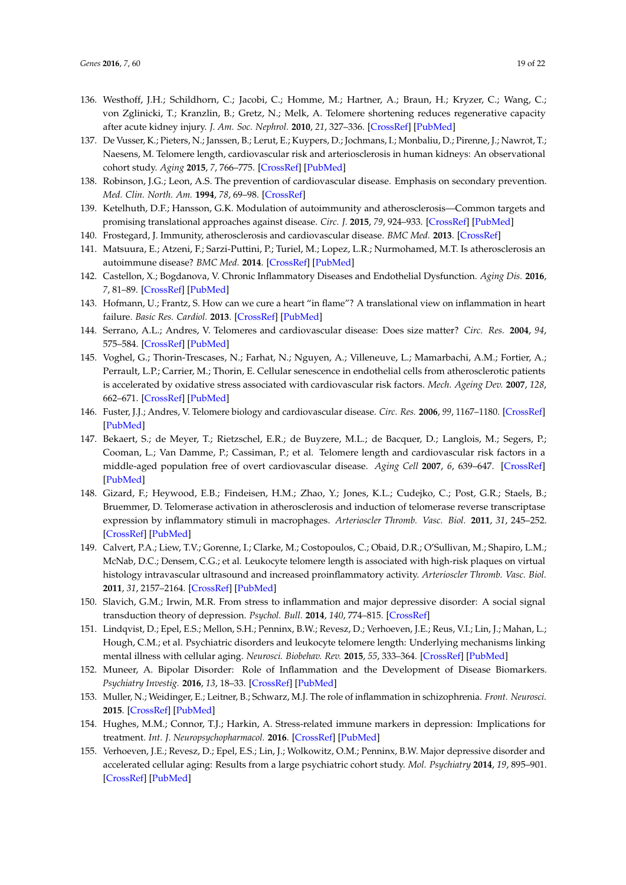136. Westhoff, J.H.; Schildhorn, C.; Jacobi, C.; Homme, M.; Hartner, A.; Braun, H.; Kryzer, C.; Wang, C.; von Zglinicki, T.; Kranzlin, B.; Gretz, N.; Melk, A. Telomere shortening reduces regenerative capacity after acute kidney injury. *J. Am. Soc. Nephrol.* **2010**, *21*, 327–336. [CrossRef] [PubMed]
137. De Vusser, K.; Pieters, N.; Janssen, B.; Lerut, E.; Kuypers, D.; Jochmans, I.; Monbaliu, D.; Pirenne, J.; Nawrot, T.; Naesens, M. Telomere length, cardiovascular risk and arteriosclerosis in human kidneys: An observational cohort study. *Aging* **2015**, *7*, 766–775. [CrossRef] [PubMed]
138. Robinson, J.G.; Leon, A.S. The prevention of cardiovascular disease. Emphasis on secondary prevention. *Med. Clin. North. Am.* **1994**, *78*, 69–98. [CrossRef]
139. Ketelhuth, D.F.; Hansson, G.K. Modulation of autoimmunity and atherosclerosis—Common targets and promising translational approaches against disease. *Circ. J.* **2015**, *79*, 924–933. [CrossRef] [PubMed]
140. Frostegard, J. Immunity, atherosclerosis and cardiovascular disease. *BMC Med.* **2013**. [CrossRef]
141. Matsuura, E.; Atzeni, F.; Sarzi-Puttini, P.; Turiel, M.; Lopez, L.R.; Nurmohamed, M.T. Is atherosclerosis an autoimmune disease? *BMC Med.* **2014**. [CrossRef] [PubMed]
142. Castellon, X.; Bogdanova, V. Chronic Inflammatory Diseases and Endothelial Dysfunction. *Aging Dis.* **2016**, *7*, 81–89. [CrossRef] [PubMed]
143. Hofmann, U.; Frantz, S. How can we cure a heart "in flame"? A translational view on inflammation in heart failure. *Basic Res. Cardiol.* **2013**. [CrossRef] [PubMed]
144. Serrano, A.L.; Andres, V. Telomeres and cardiovascular disease: Does size matter? *Circ. Res.* **2004**, *94*, 575–584. [CrossRef] [PubMed]
145. Voghel, G.; Thorin-Trescases, N.; Farhat, N.; Nguyen, A.; Villeneuve, L.; Mamarbachi, A.M.; Fortier, A.; Perrault, L.P.; Carrier, M.; Thorin, E. Cellular senescence in endothelial cells from atherosclerotic patients is accelerated by oxidative stress associated with cardiovascular risk factors. *Mech. Ageing Dev.* **2007**, *128*, 662–671. [CrossRef] [PubMed]
146. Fuster, J.J.; Andres, V. Telomere biology and cardiovascular disease. *Circ. Res.* **2006**, *99*, 1167–1180. [CrossRef] [PubMed]
147. Bekaert, S.; de Meyer, T.; Rietzschel, E.R.; de Buyzere, M.L.; de Bacquer, D.; Langlois, M.; Segers, P.; Cooman, L.; Van Damme, P.; Cassiman, P.; et al. Telomere length and cardiovascular risk factors in a middle-aged population free of overt cardiovascular disease. *Aging Cell* **2007**, *6*, 639–647. [CrossRef] [PubMed]
148. Gizard, F.; Heywood, E.B.; Findeisen, H.M.; Zhao, Y.; Jones, K.L.; Cudejko, C.; Post, G.R.; Staels, B.; Bruemmer, D. Telomerase activation in atherosclerosis and induction of telomerase reverse transcriptase expression by inflammatory stimuli in macrophages. *Arterioscler Thromb. Vasc. Biol.* **2011**, *31*, 245–252. [CrossRef] [PubMed]
149. Calvert, P.A.; Liew, T.V.; Gorenne, I.; Clarke, M.; Costopoulos, C.; Obaid, D.R.; O'Sullivan, M.; Shapiro, L.M.; McNab, D.C.; Densem, C.G.; et al. Leukocyte telomere length is associated with high-risk plaques on virtual histology intravascular ultrasound and increased proinflammatory activity. *Arterioscler Thromb. Vasc. Biol.* **2011**, *31*, 2157–2164. [CrossRef] [PubMed]
150. Slavich, G.M.; Irwin, M.R. From stress to inflammation and major depressive disorder: A social signal transduction theory of depression. *Psychol. Bull.* **2014**, *140*, 774–815. [CrossRef]
151. Lindqvist, D.; Epel, E.S.; Mellon, S.H.; Penninx, B.W.; Revesz, D.; Verhoeven, J.E.; Reus, V.I.; Lin, J.; Mahan, L.; Hough, C.M.; et al. Psychiatric disorders and leukocyte telomere length: Underlying mechanisms linking mental illness with cellular aging. *Neurosci. Biobehav. Rev.* **2015**, *55*, 333–364. [CrossRef] [PubMed]
152. Muneer, A. Bipolar Disorder: Role of Inflammation and the Development of Disease Biomarkers. *Psychiatry Investig.* **2016**, *13*, 18–33. [CrossRef] [PubMed]
153. Muller, N.; Weidinger, E.; Leitner, B.; Schwarz, M.J. The role of inflammation in schizophrenia. *Front. Neurosci.* **2015**. [CrossRef] [PubMed]
154. Hughes, M.M.; Connor, T.J.; Harkin, A. Stress-related immune markers in depression: Implications for treatment. *Int. J. Neuropsychopharmacol.* **2016**. [CrossRef] [PubMed]
155. Verhoeven, J.E.; Revesz, D.; Epel, E.S.; Lin, J.; Wolkowitz, O.M.; Penninx, B.W. Major depressive disorder and accelerated cellular aging: Results from a large psychiatric cohort study. *Mol. Psychiatry* **2014**, *19*, 895–901. [CrossRef] [PubMed]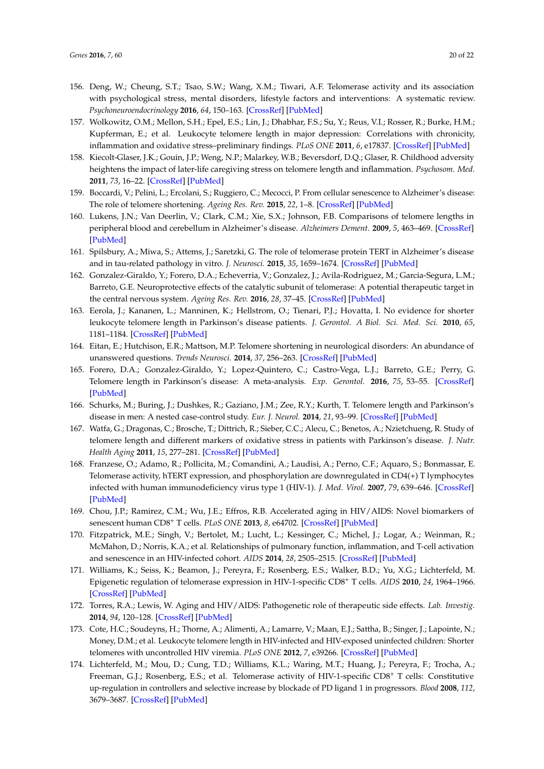156. Deng, W.; Cheung, S.T.; Tsao, S.W.; Wang, X.M.; Tiwari, A.F. Telomerase activity and its association with psychological stress, mental disorders, lifestyle factors and interventions: A systematic review. *Psychoneuroendocrinology* **2016**, *64*, 150–163. [CrossRef] [PubMed]
157. Wolkowitz, O.M.; Mellon, S.H.; Epel, E.S.; Lin, J.; Dhabhar, F.S.; Su, Y.; Reus, V.I.; Rosser, R.; Burke, H.M.; Kupferman, E.; et al. Leukocyte telomere length in major depression: Correlations with chronicity, inflammation and oxidative stress–preliminary findings. *PLoS ONE* **2011**, *6*, e17837. [CrossRef] [PubMed]
158. Kiecolt-Glaser, J.K.; Gouin, J.P.; Weng, N.P.; Malarkey, W.B.; Beversdorf, D.Q.; Glaser, R. Childhood adversity heightens the impact of later-life caregiving stress on telomere length and inflammation. *Psychosom. Med.* **2011**, *73*, 16–22. [CrossRef] [PubMed]
159. Boccardi, V.; Pelini, L.; Ercolani, S.; Ruggiero, C.; Mecocci, P. From cellular senescence to Alzheimer's disease: The role of telomere shortening. *Ageing Res. Rev.* **2015**, *22*, 1–8. [CrossRef] [PubMed]
160. Lukens, J.N.; Van Deerlin, V.; Clark, C.M.; Xie, S.X.; Johnson, F.B. Comparisons of telomere lengths in peripheral blood and cerebellum in Alzheimer's disease. *Alzheimers Dement.* **2009**, *5*, 463–469. [CrossRef] [PubMed]
161. Spilsbury, A.; Miwa, S.; Attems, J.; Saretzki, G. The role of telomerase protein TERT in Alzheimer's disease and in tau-related pathology in vitro. *J. Neurosci.* **2015**, *35*, 1659–1674. [CrossRef] [PubMed]
162. Gonzalez-Giraldo, Y.; Forero, D.A.; Echeverria, V.; Gonzalez, J.; Avila-Rodriguez, M.; Garcia-Segura, L.M.; Barreto, G.E. Neuroprotective effects of the catalytic subunit of telomerase: A potential therapeutic target in the central nervous system. *Ageing Res. Rev.* **2016**, *28*, 37–45. [CrossRef] [PubMed]
163. Eerola, J.; Kananen, L.; Manninen, K.; Hellstrom, O.; Tienari, P.J.; Hovatta, I. No evidence for shorter leukocyte telomere length in Parkinson's disease patients. *J. Gerontol. A Biol. Sci. Med. Sci.* **2010**, *65*, 1181–1184. [CrossRef] [PubMed]
164. Eitan, E.; Hutchison, E.R.; Mattson, M.P. Telomere shortening in neurological disorders: An abundance of unanswered questions. *Trends Neurosci.* **2014**, *37*, 256–263. [CrossRef] [PubMed]
165. Forero, D.A.; Gonzalez-Giraldo, Y.; Lopez-Quintero, C.; Castro-Vega, L.J.; Barreto, G.E.; Perry, G. Telomere length in Parkinson's disease: A meta-analysis. *Exp. Gerontol.* **2016**, *75*, 53–55. [CrossRef] [PubMed]
166. Schurks, M.; Buring, J.; Dushkes, R.; Gaziano, J.M.; Zee, R.Y.; Kurth, T. Telomere length and Parkinson's disease in men: A nested case-control study. *Eur. J. Neurol.* **2014**, *21*, 93–99. [CrossRef] [PubMed]
167. Watfa, G.; Dragonas, C.; Brosche, T.; Dittrich, R.; Sieber, C.C.; Alecu, C.; Benetos, A.; Nzietchueng, R. Study of telomere length and different markers of oxidative stress in patients with Parkinson's disease. *J. Nutr. Health Aging* **2011**, *15*, 277–281. [CrossRef] [PubMed]
168. Franzese, O.; Adamo, R.; Pollicita, M.; Comandini, A.; Laudisi, A.; Perno, C.F.; Aquaro, S.; Bonmassar, E. Telomerase activity, hTERT expression, and phosphorylation are downregulated in CD4(+) T lymphocytes infected with human immunodeficiency virus type 1 (HIV-1). *J. Med. Virol.* **2007**, *79*, 639–646. [CrossRef] [PubMed]
169. Chou, J.P.; Ramirez, C.M.; Wu, J.E.; Effros, R.B. Accelerated aging in HIV/AIDS: Novel biomarkers of senescent human $CD8^+$ T cells. *PLoS ONE* **2013**, *8*, e64702. [CrossRef] [PubMed]
170. Fitzpatrick, M.E.; Singh, V.; Bertolet, M.; Lucht, L.; Kessinger, C.; Michel, J.; Logar, A.; Weinman, R.; McMahon, D.; Norris, K.A.; et al. Relationships of pulmonary function, inflammation, and T-cell activation and senescence in an HIV-infected cohort. *AIDS* **2014**, *28*, 2505–2515. [CrossRef] [PubMed]
171. Williams, K.; Seiss, K.; Beamon, J.; Pereyra, F.; Rosenberg, E.S.; Walker, B.D.; Yu, X.G.; Lichterfeld, M. Epigenetic regulation of telomerase expression in HIV-1-specific $CD8^+$ T cells. *AIDS* **2010**, *24*, 1964–1966. [CrossRef] [PubMed]
172. Torres, R.A.; Lewis, W. Aging and HIV/AIDS: Pathogenetic role of therapeutic side effects. *Lab. Investig.* **2014**, *94*, 120–128. [CrossRef] [PubMed]
173. Cote, H.C.; Soudeyns, H.; Thorne, A.; Alimenti, A.; Lamarre, V.; Maan, E.J.; Sattha, B.; Singer, J.; Lapointe, N.; Money, D.M.; et al. Leukocyte telomere length in HIV-infected and HIV-exposed uninfected children: Shorter telomeres with uncontrolled HIV viremia. *PLoS ONE* **2012**, *7*, e39266. [CrossRef] [PubMed]
174. Lichterfeld, M.; Mou, D.; Cung, T.D.; Williams, K.L.; Waring, M.T.; Huang, J.; Pereyra, F.; Trocha, A.; Freeman, G.J.; Rosenberg, E.S.; et al. Telomerase activity of HIV-1-specific $CD8^+$ T cells: Constitutive up-regulation in controllers and selective increase by blockade of PD ligand 1 in progressors. *Blood* **2008**, *112*, 3679–3687. [CrossRef] [PubMed]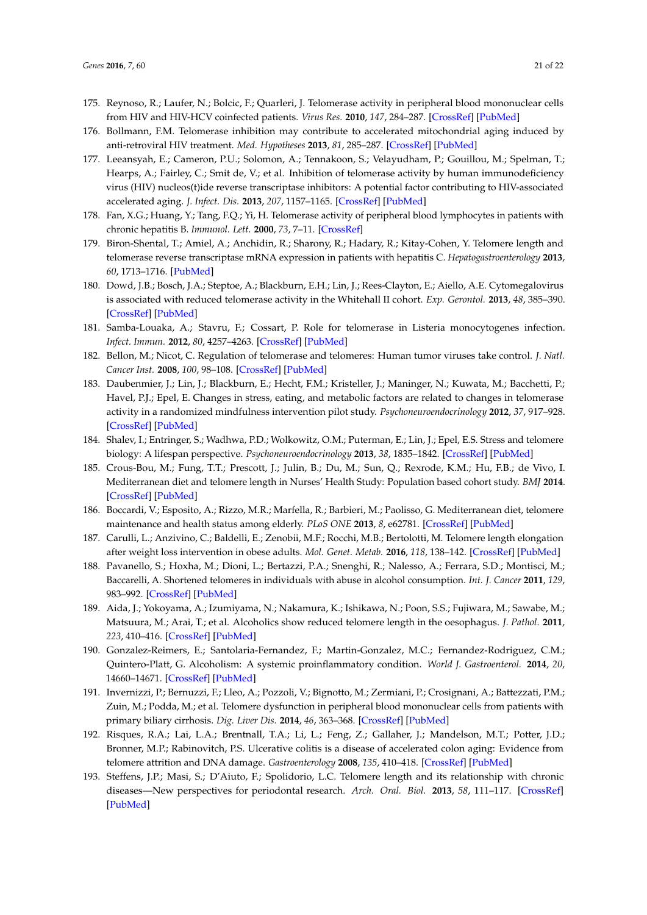175. Reynoso, R.; Laufer, N.; Bolcic, F.; Quarleri, J. Telomerase activity in peripheral blood mononuclear cells from HIV and HIV-HCV coinfected patients. *Virus Res.* **2010**, *147*, 284–287. [CrossRef] [PubMed]
176. Bollmann, F.M. Telomerase inhibition may contribute to accelerated mitochondrial aging induced by anti-retroviral HIV treatment. *Med. Hypotheses* **2013**, *81*, 285–287. [CrossRef] [PubMed]
177. Leeansyah, E.; Cameron, P.U.; Solomon, A.; Tennakoon, S.; Velayudham, P.; Gouillou, M.; Spelman, T.; Hearps, A.; Fairley, C.; Smit de, V.; et al. Inhibition of telomerase activity by human immunodeficiency virus (HIV) nucleos(t)ide reverse transcriptase inhibitors: A potential factor contributing to HIV-associated accelerated aging. *J. Infect. Dis.* **2013**, *207*, 1157–1165. [CrossRef] [PubMed]
178. Fan, X.G.; Huang, Y.; Tang, F.Q.; Yi, H. Telomerase activity of peripheral blood lymphocytes in patients with chronic hepatitis B. *Immunol. Lett.* **2000**, *73*, 7–11. [CrossRef]
179. Biron-Shental, T.; Amiel, A.; Anchidin, R.; Sharony, R.; Hadary, R.; Kitay-Cohen, Y. Telomere length and telomerase reverse transcriptase mRNA expression in patients with hepatitis C. *Hepatogastroenterology* **2013**, *60*, 1713–1716. [PubMed]
180. Dowd, J.B.; Bosch, J.A.; Steptoe, A.; Blackburn, E.H.; Lin, J.; Rees-Clayton, E.; Aiello, A.E. Cytomegalovirus is associated with reduced telomerase activity in the Whitehall II cohort. *Exp. Gerontol.* **2013**, *48*, 385–390. [CrossRef] [PubMed]
181. Samba-Louaka, A.; Stavru, F.; Cossart, P. Role for telomerase in Listeria monocytogenes infection. *Infect. Immun.* **2012**, *80*, 4257–4263. [CrossRef] [PubMed]
182. Bellon, M.; Nicot, C. Regulation of telomerase and telomeres: Human tumor viruses take control. *J. Natl. Cancer Inst.* **2008**, *100*, 98–108. [CrossRef] [PubMed]
183. Daubenmier, J.; Lin, J.; Blackburn, E.; Hecht, F.M.; Kristeller, J.; Maninger, N.; Kuwata, M.; Bacchetti, P.; Havel, P.J.; Epel, E. Changes in stress, eating, and metabolic factors are related to changes in telomerase activity in a randomized mindfulness intervention pilot study. *Psychoneuroendocrinology* **2012**, *37*, 917–928. [CrossRef] [PubMed]
184. Shalev, I.; Entringer, S.; Wadhwa, P.D.; Wolkowitz, O.M.; Puterman, E.; Lin, J.; Epel, E.S. Stress and telomere biology: A lifespan perspective. *Psychoneuroendocrinology* **2013**, *38*, 1835–1842. [CrossRef] [PubMed]
185. Crous-Bou, M.; Fung, T.T.; Prescott, J.; Julin, B.; Du, M.; Sun, Q.; Rexrode, K.M.; Hu, F.B.; de Vivo, I. Mediterranean diet and telomere length in Nurses' Health Study: Population based cohort study. *BMJ* **2014**. [CrossRef] [PubMed]
186. Boccardi, V.; Esposito, A.; Rizzo, M.R.; Marfella, R.; Barbieri, M.; Paolisso, G. Mediterranean diet, telomere maintenance and health status among elderly. *PLoS ONE* **2013**, *8*, e62781. [CrossRef] [PubMed]
187. Carulli, L.; Anzivino, C.; Baldelli, E.; Zenobii, M.F.; Rocchi, M.B.; Bertolotti, M. Telomere length elongation after weight loss intervention in obese adults. *Mol. Genet. Metab.* **2016**, *118*, 138–142. [CrossRef] [PubMed]
188. Pavanello, S.; Hoxha, M.; Dioni, L.; Bertazzi, P.A.; Snenghi, R.; Nalesso, A.; Ferrara, S.D.; Montisci, M.; Baccarelli, A. Shortened telomeres in individuals with abuse in alcohol consumption. *Int. J. Cancer* **2011**, *129*, 983–992. [CrossRef] [PubMed]
189. Aida, J.; Yokoyama, A.; Izumiyama, N.; Nakamura, K.; Ishikawa, N.; Poon, S.S.; Fujiwara, M.; Sawabe, M.; Matsuura, M.; Arai, T.; et al. Alcoholics show reduced telomere length in the oesophagus. *J. Pathol.* **2011**, *223*, 410–416. [CrossRef] [PubMed]
190. Gonzalez-Reimers, E.; Santolaria-Fernandez, F.; Martin-Gonzalez, M.C.; Fernandez-Rodriguez, C.M.; Quintero-Platt, G. Alcoholism: A systemic proinflammatory condition. *World J. Gastroenterol.* **2014**, *20*, 14660–14671. [CrossRef] [PubMed]
191. Invernizzi, P.; Bernuzzi, F.; Lleo, A.; Pozzoli, V.; Bignotto, M.; Zermiani, P.; Crosignani, A.; Battezzati, P.M.; Zuin, M.; Podda, M.; et al. Telomere dysfunction in peripheral blood mononuclear cells from patients with primary biliary cirrhosis. *Dig. Liver Dis.* **2014**, *46*, 363–368. [CrossRef] [PubMed]
192. Risques, R.A.; Lai, L.A.; Brentnall, T.A.; Li, L.; Feng, Z.; Gallaher, J.; Mandelson, M.T.; Potter, J.D.; Bronner, M.P.; Rabinovitch, P.S. Ulcerative colitis is a disease of accelerated colon aging: Evidence from telomere attrition and DNA damage. *Gastroenterology* **2008**, *135*, 410–418. [CrossRef] [PubMed]
193. Steffens, J.P.; Masi, S.; D'Aiuto, F.; Spolidorio, L.C. Telomere length and its relationship with chronic diseases—New perspectives for periodontal research. *Arch. Oral. Biol.* **2013**, *58*, 111–117. [CrossRef] [PubMed]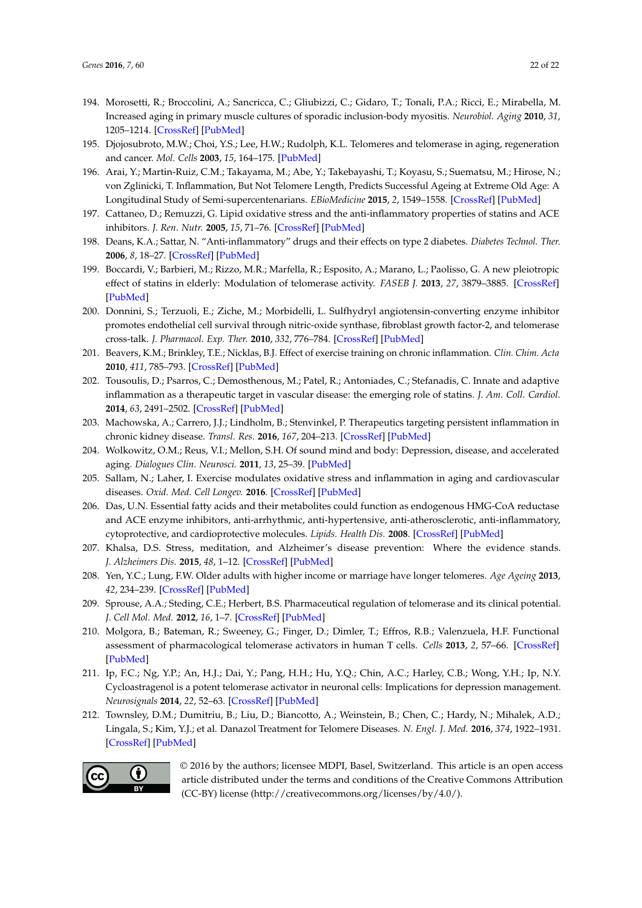194. Morosetti, R.; Broccolini, A.; Sancricca, C.; Gliubizzi, C.; Gidaro, T.; Tonali, P.A.; Ricci, E.; Mirabella, M. Increased aging in primary muscle cultures of sporadic inclusion-body myositis. *Neurobiol. Aging* **2010**, *31*, 1205–1214. [CrossRef] [PubMed]
195. Djojosubroto, M.W.; Choi, Y.S.; Lee, H.W.; Rudolph, K.L. Telomeres and telomerase in aging, regeneration and cancer. *Mol. Cells* **2003**, *15*, 164–175. [PubMed]
196. Arai, Y.; Martin-Ruiz, C.M.; Takayama, M.; Abe, Y.; Takebayashi, T.; Koyasu, S.; Suematsu, M.; Hirose, N.; von Zglinicki, T. Inflammation, But Not Telomere Length, Predicts Successful Ageing at Extreme Old Age: A Longitudinal Study of Semi-supercentenarians. *EBioMedicine* **2015**, *2*, 1549–1558. [CrossRef] [PubMed]
197. Cattaneo, D.; Remuzzi, G. Lipid oxidative stress and the anti-inflammatory properties of statins and ACE inhibitors. *J. Ren. Nutr.* **2005**, *15*, 71–76. [CrossRef] [PubMed]
198. Deans, K.A.; Sattar, N. "Anti-inflammatory" drugs and their effects on type 2 diabetes. *Diabetes Technol. Ther.* **2006**, *8*, 18–27. [CrossRef] [PubMed]
199. Boccardi, V.; Barbieri, M.; Rizzo, M.R.; Marfella, R.; Esposito, A.; Marano, L.; Paolisso, G. A new pleiotropic effect of statins in elderly: Modulation of telomerase activity. *FASEB J.* **2013**, *27*, 3879–3885. [CrossRef] [PubMed]
200. Donnini, S.; Terzuoli, E.; Ziche, M.; Morbidelli, L. Sulfhydryl angiotensin-converting enzyme inhibitor promotes endothelial cell survival through nitric-oxide synthase, fibroblast growth factor-2, and telomerase cross-talk. *J. Pharmacol. Exp. Ther.* **2010**, *332*, 776–784. [CrossRef] [PubMed]
201. Beavers, K.M.; Brinkley, T.E.; Nicklas, B.J. Effect of exercise training on chronic inflammation. *Clin. Chim. Acta* **2010**, *411*, 785–793. [CrossRef] [PubMed]
202. Tousoulis, D.; Psarros, C.; Demosthenous, M.; Patel, R.; Antoniades, C.; Stefanadis, C. Innate and adaptive inflammation as a therapeutic target in vascular disease: the emerging role of statins. *J. Am. Coll. Cardiol.* **2014**, *63*, 2491–2502. [CrossRef] [PubMed]
203. Machowska, A.; Carrero, J.J.; Lindholm, B.; Stenvinkel, P. Therapeutics targeting persistent inflammation in chronic kidney disease. *Transl. Res.* **2016**, *167*, 204–213. [CrossRef] [PubMed]
204. Wolkowitz, O.M.; Reus, V.I.; Mellon, S.H. Of sound mind and body: Depression, disease, and accelerated aging. *Dialogues Clin. Neurosci.* **2011**, *13*, 25–39. [PubMed]
205. Sallam, N.; Laher, I. Exercise modulates oxidative stress and inflammation in aging and cardiovascular diseases. *Oxid. Med. Cell Longev.* **2016**. [CrossRef] [PubMed]
206. Das, U.N. Essential fatty acids and their metabolites could function as endogenous HMG-CoA reductase and ACE enzyme inhibitors, anti-arrhythmic, anti-hypertensive, anti-atherosclerotic, anti-inflammatory, cytoprotective, and cardioprotective molecules. *Lipids. Health Dis.* **2008**. [CrossRef] [PubMed]
207. Khalsa, D.S. Stress, meditation, and Alzheimer's disease prevention: Where the evidence stands. *J. Alzheimers Dis.* **2015**, *48*, 1–12. [CrossRef] [PubMed]
208. Yen, Y.C.; Lung, F.W. Older adults with higher income or marriage have longer telomeres. *Age Ageing* **2013**, *42*, 234–239. [CrossRef] [PubMed]
209. Sprouse, A.A.; Steding, C.E.; Herbert, B.S. Pharmaceutical regulation of telomerase and its clinical potential. *J. Cell Mol. Med.* **2012**, *16*, 1–7. [CrossRef] [PubMed]
210. Molgora, B.; Bateman, R.; Sweeney, G.; Finger, D.; Dimler, T.; Effros, R.B.; Valenzuela, H.F. Functional assessment of pharmacological telomerase activators in human T cells. *Cells* **2013**, *2*, 57–66. [CrossRef] [PubMed]
211. Ip, F.C.; Ng, Y.P.; An, H.J.; Dai, Y.; Pang, H.H.; Hu, Y.Q.; Chin, A.C.; Harley, C.B.; Wong, Y.H.; Ip, N.Y. Cycloastragenol is a potent telomerase activator in neuronal cells: Implications for depression management. *Neurosignals* **2014**, *22*, 52–63. [CrossRef] [PubMed]
212. Townsley, D.M.; Dumitriu, B.; Liu, D.; Biancotto, A.; Weinstein, B.; Chen, C.; Hardy, N.; Mihalek, A.D.; Lingala, S.; Kim, Y.J.; et al. Danazol Treatment for Telomere Diseases. *N. Engl. J. Med.* **2016**, *374*, 1922–1931. [CrossRef] [PubMed]

© 2016 by the authors; licensee MDPI, Basel, Switzerland. This article is an open access article distributed under the terms and conditions of the Creative Commons Attribution (CC-BY) license (http://creativecommons.org/licenses/by/4.0/).